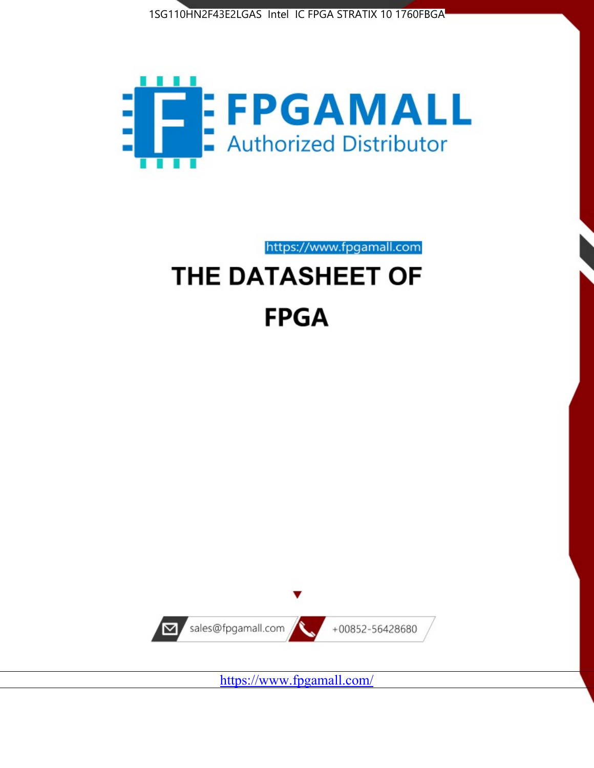1SG110HN2F43E2LGAS Intel IC FPGA STRATIX 10 1760FBGA

FPGAMALL

Authorized Distributor

https://www.fpgamall.com

# THE DATASHEET OF

# FPGA

sales@fpgamall.com

+00852-56428680

https://www.fpgamall.com/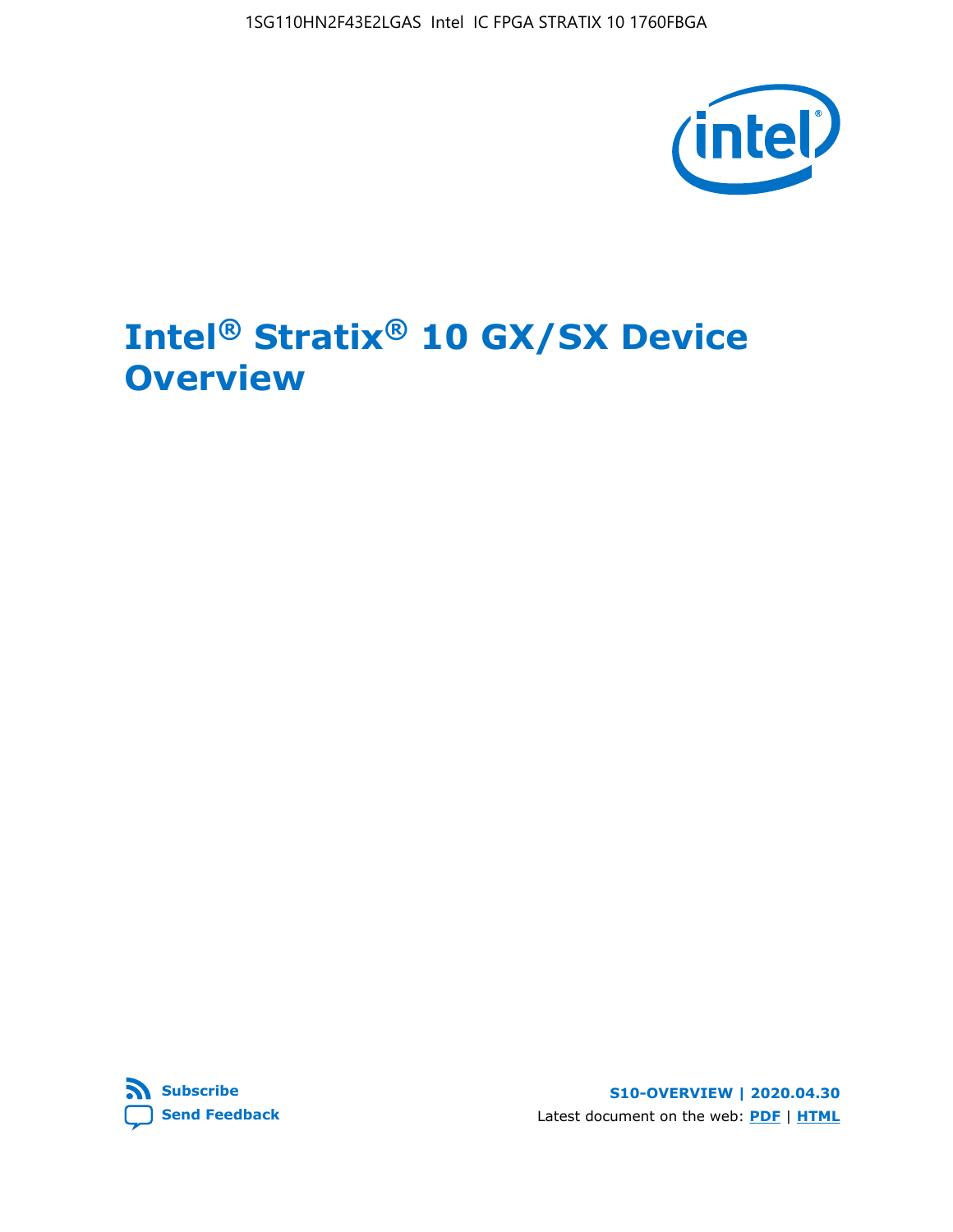# Intel® Stratix® 10 GX/SX Device Overview

Subscribe

Send Feedback

S10-OVERVIEW | 2020.04.30

Latest document on the web: PDF | HTML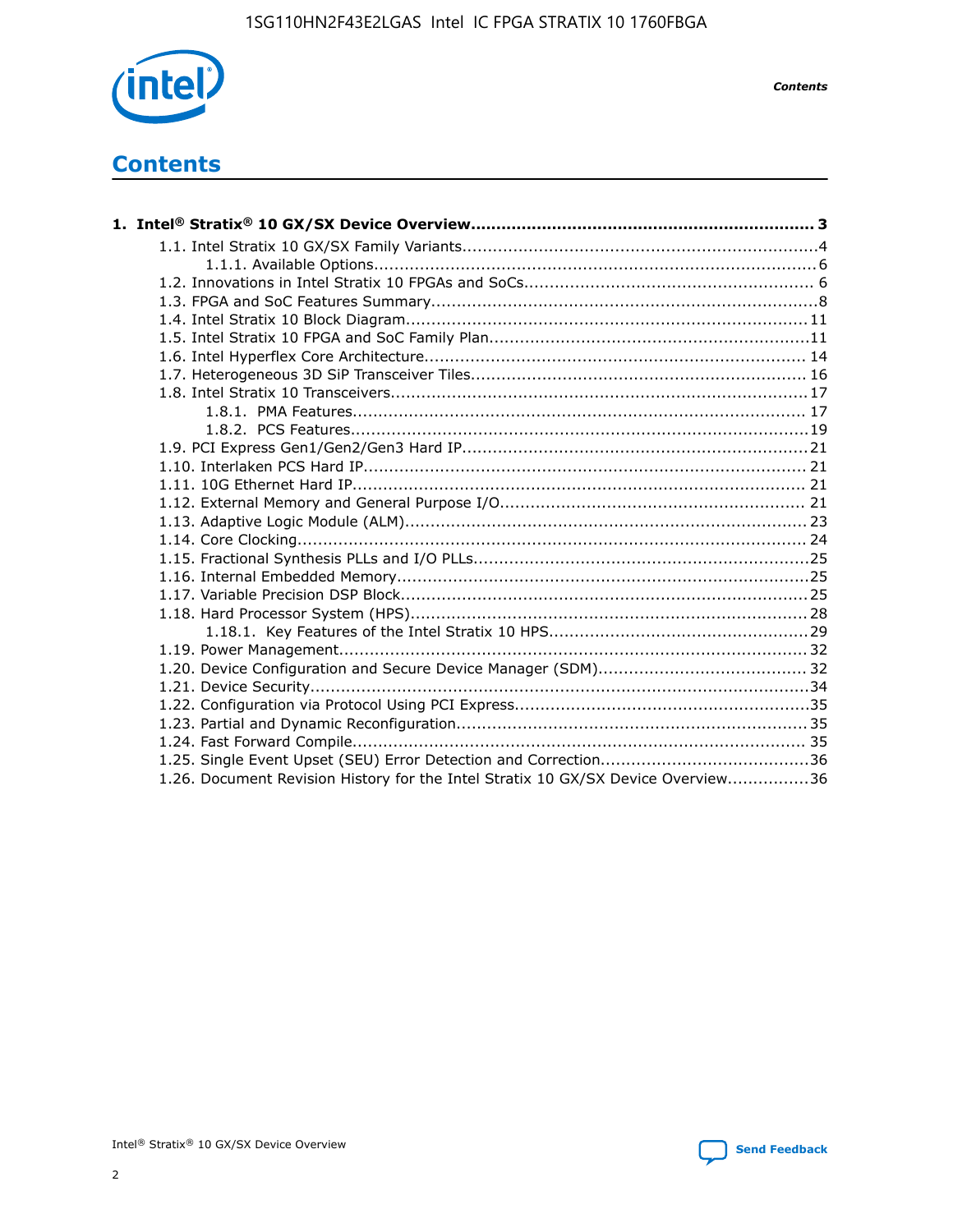# Contents

**1. Intel® Stratix® 10 GX/SX Device Overview.................................................................... 3**

- 1.1. Intel Stratix 10 GX/SX Family Variants.....................................................................4
    - 1.1.1. Available Options......................................................................................6
- 1.2. Innovations in Intel Stratix 10 FPGAs and SoCs........................................................ 6
- 1.3. FPGA and SoC Features Summary...........................................................................8
- 1.4. Intel Stratix 10 Block Diagram............................................................................... 11
- 1.5. Intel Stratix 10 FPGA and SoC Family Plan...............................................................11
- 1.6. Intel Hyperflex Core Architecture.......................................................................... 14
- 1.7. Heterogeneous 3D SiP Transceiver Tiles................................................................. 16
- 1.8. Intel Stratix 10 Transceivers................................................................................. 17
    - 1.8.1. PMA Features......................................................................................... 17
    - 1.8.2. PCS Features..........................................................................................19
- 1.9. PCI Express Gen1/Gen2/Gen3 Hard IP...................................................................21
- 1.10. Interlaken PCS Hard IP....................................................................................... 21
- 1.11. 10G Ethernet Hard IP......................................................................................... 21
- 1.12. External Memory and General Purpose I/O............................................................ 21
- 1.13. Adaptive Logic Module (ALM)............................................................................... 23
- 1.14. Core Clocking.................................................................................................... 24
- 1.15. Fractional Synthesis PLLs and I/O PLLs.................................................................25
- 1.16. Internal Embedded Memory.................................................................................25
- 1.17. Variable Precision DSP Block................................................................................25
- 1.18. Hard Processor System (HPS)..............................................................................28
    - 1.18.1. Key Features of the Intel Stratix 10 HPS..................................................29
- 1.19. Power Management........................................................................................... 32
- 1.20. Device Configuration and Secure Device Manager (SDM)......................................... 32
- 1.21. Device Security..................................................................................................34
- 1.22. Configuration via Protocol Using PCI Express..........................................................35
- 1.23. Partial and Dynamic Reconfiguration.................................................................... 35
- 1.24. Fast Forward Compile......................................................................................... 35
- 1.25. Single Event Upset (SEU) Error Detection and Correction.........................................36
- 1.26. Document Revision History for the Intel Stratix 10 GX/SX Device Overview................36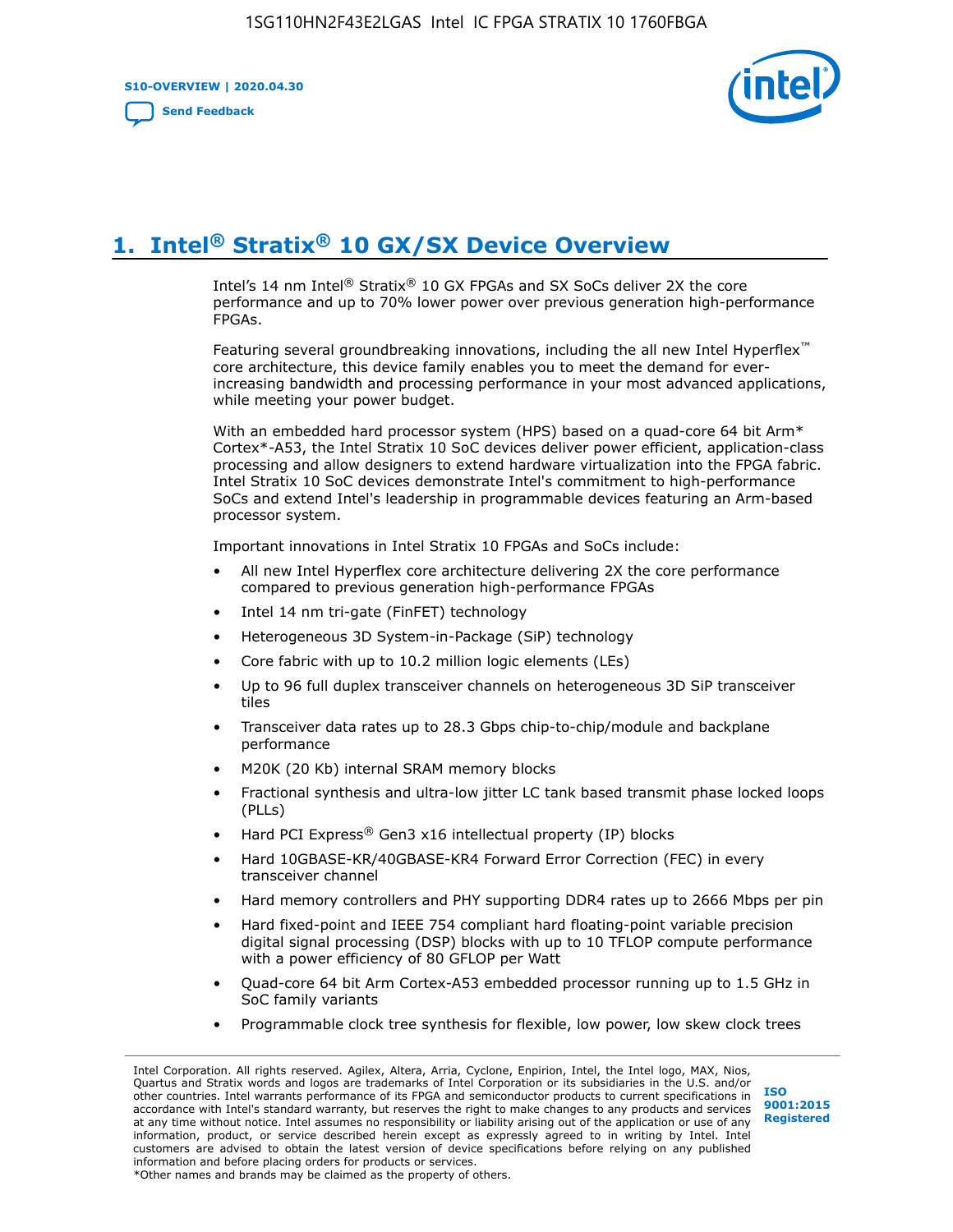# 1. Intel® Stratix® 10 GX/SX Device Overview

Intel's 14 nm Intel® Stratix® 10 GX FPGAs and SX SoCs deliver 2X the core performance and up to 70% lower power over previous generation high-performance FPGAs.

Featuring several groundbreaking innovations, including the all new Intel Hyperflex™ core architecture, this device family enables you to meet the demand for ever-increasing bandwidth and processing performance in your most advanced applications, while meeting your power budget.

With an embedded hard processor system (HPS) based on a quad-core 64 bit Arm* Cortex*-A53, the Intel Stratix 10 SoC devices deliver power efficient, application-class processing and allow designers to extend hardware virtualization into the FPGA fabric. Intel Stratix 10 SoC devices demonstrate Intel's commitment to high-performance SoCs and extend Intel's leadership in programmable devices featuring an Arm-based processor system.

Important innovations in Intel Stratix 10 FPGAs and SoCs include:

- All new Intel Hyperflex core architecture delivering 2X the core performance compared to previous generation high-performance FPGAs
- Intel 14 nm tri-gate (FinFET) technology
- Heterogeneous 3D System-in-Package (SiP) technology
- Core fabric with up to 10.2 million logic elements (LEs)
- Up to 96 full duplex transceiver channels on heterogeneous 3D SiP transceiver tiles
- Transceiver data rates up to 28.3 Gbps chip-to-chip/module and backplane performance
- M20K (20 Kb) internal SRAM memory blocks
- Fractional synthesis and ultra-low jitter LC tank based transmit phase locked loops (PLLs)
- Hard PCI Express® Gen3 x16 intellectual property (IP) blocks
- Hard 10GBASE-KR/40GBASE-KR4 Forward Error Correction (FEC) in every transceiver channel
- Hard memory controllers and PHY supporting DDR4 rates up to 2666 Mbps per pin
- Hard fixed-point and IEEE 754 compliant hard floating-point variable precision digital signal processing (DSP) blocks with up to 10 TFLOP compute performance with a power efficiency of 80 GFLOP per Watt
- Quad-core 64 bit Arm Cortex-A53 embedded processor running up to 1.5 GHz in SoC family variants
- Programmable clock tree synthesis for flexible, low power, low skew clock trees

Intel Corporation. All rights reserved. Agilex, Altera, Arria, Cyclone, Enpirion, Intel, the Intel logo, MAX, Nios, Quartus and Stratix words and logos are trademarks of Intel Corporation or its subsidiaries in the U.S. and/or other countries. Intel warrants performance of its FPGA and semiconductor products to current specifications in accordance with Intel's standard warranty, but reserves the right to make changes to any products and services at any time without notice. Intel assumes no responsibility or liability arising out of the application or use of any information, product, or service described herein except as expressly agreed to in writing by Intel. Intel customers are advised to obtain the latest version of device specifications before relying on any published information and before placing orders for products or services.
*Other names and brands may be claimed as the property of others.

ISO 9001:2015 Registered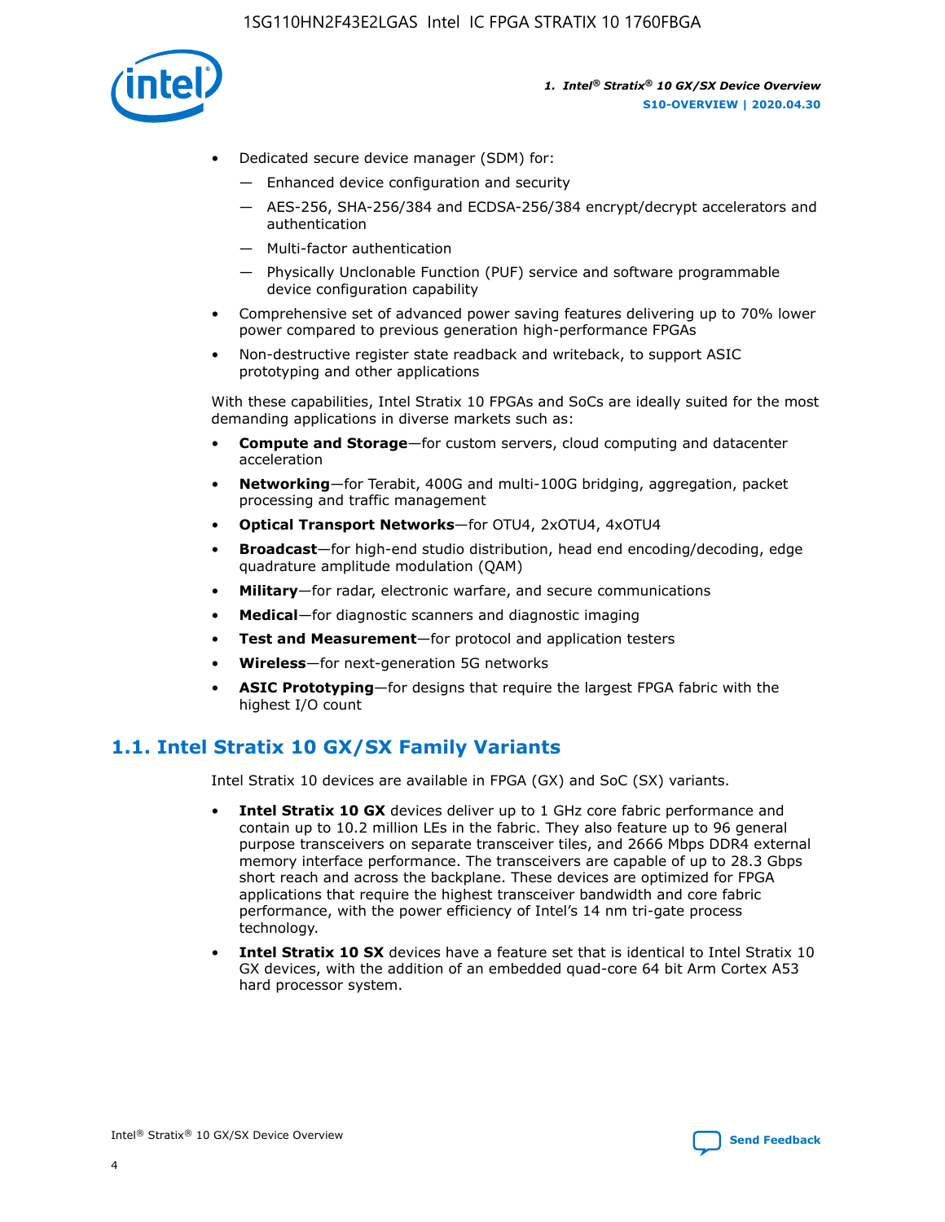- Dedicated secure device manager (SDM) for:
    - Enhanced device configuration and security
    - AES-256, SHA-256/384 and ECDSA-256/384 encrypt/decrypt accelerators and authentication
    - Multi-factor authentication
    - Physically Unclonable Function (PUF) service and software programmable device configuration capability
- Comprehensive set of advanced power saving features delivering up to 70% lower power compared to previous generation high-performance FPGAs
- Non-destructive register state readback and writeback, to support ASIC prototyping and other applications

With these capabilities, Intel Stratix 10 FPGAs and SoCs are ideally suited for the most demanding applications in diverse markets such as:

- **Compute and Storage**—for custom servers, cloud computing and datacenter acceleration
- **Networking**—for Terabit, 400G and multi-100G bridging, aggregation, packet processing and traffic management
- **Optical Transport Networks**—for OTU4, 2xOTU4, 4xOTU4
- **Broadcast**—for high-end studio distribution, head end encoding/decoding, edge quadrature amplitude modulation (QAM)
- **Military**—for radar, electronic warfare, and secure communications
- **Medical**—for diagnostic scanners and diagnostic imaging
- **Test and Measurement**—for protocol and application testers
- **Wireless**—for next-generation 5G networks
- **ASIC Prototyping**—for designs that require the largest FPGA fabric with the highest I/O count

## 1.1. Intel Stratix 10 GX/SX Family Variants

Intel Stratix 10 devices are available in FPGA (GX) and SoC (SX) variants.

- **Intel Stratix 10 GX** devices deliver up to 1 GHz core fabric performance and contain up to 10.2 million LEs in the fabric. They also feature up to 96 general purpose transceivers on separate transceiver tiles, and 2666 Mbps DDR4 external memory interface performance. The transceivers are capable of up to 28.3 Gbps short reach and across the backplane. These devices are optimized for FPGA applications that require the highest transceiver bandwidth and core fabric performance, with the power efficiency of Intel's 14 nm tri-gate process technology.
- **Intel Stratix 10 SX** devices have a feature set that is identical to Intel Stratix 10 GX devices, with the addition of an embedded quad-core 64 bit Arm Cortex A53 hard processor system.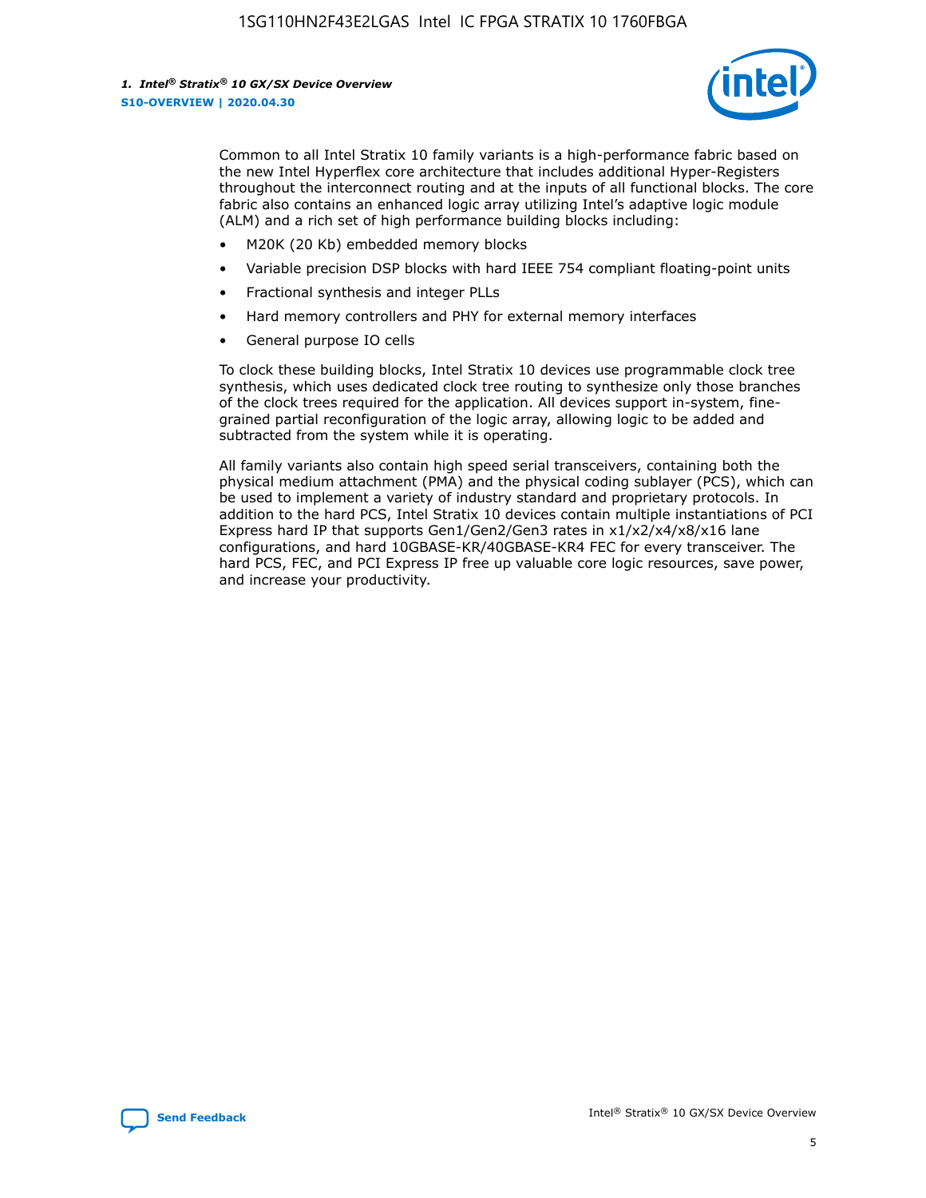Common to all Intel Stratix 10 family variants is a high-performance fabric based on the new Intel Hyperflex core architecture that includes additional Hyper-Registers throughout the interconnect routing and at the inputs of all functional blocks. The core fabric also contains an enhanced logic array utilizing Intel's adaptive logic module (ALM) and a rich set of high performance building blocks including:

- M20K (20 Kb) embedded memory blocks
- Variable precision DSP blocks with hard IEEE 754 compliant floating-point units
- Fractional synthesis and integer PLLs
- Hard memory controllers and PHY for external memory interfaces
- General purpose IO cells

To clock these building blocks, Intel Stratix 10 devices use programmable clock tree synthesis, which uses dedicated clock tree routing to synthesize only those branches of the clock trees required for the application. All devices support in-system, fine-grained partial reconfiguration of the logic array, allowing logic to be added and subtracted from the system while it is operating.

All family variants also contain high speed serial transceivers, containing both the physical medium attachment (PMA) and the physical coding sublayer (PCS), which can be used to implement a variety of industry standard and proprietary protocols. In addition to the hard PCS, Intel Stratix 10 devices contain multiple instantiations of PCI Express hard IP that supports Gen1/Gen2/Gen3 rates in x1/x2/x4/x8/x16 lane configurations, and hard 10GBASE-KR/40GBASE-KR4 FEC for every transceiver. The hard PCS, FEC, and PCI Express IP free up valuable core logic resources, save power, and increase your productivity.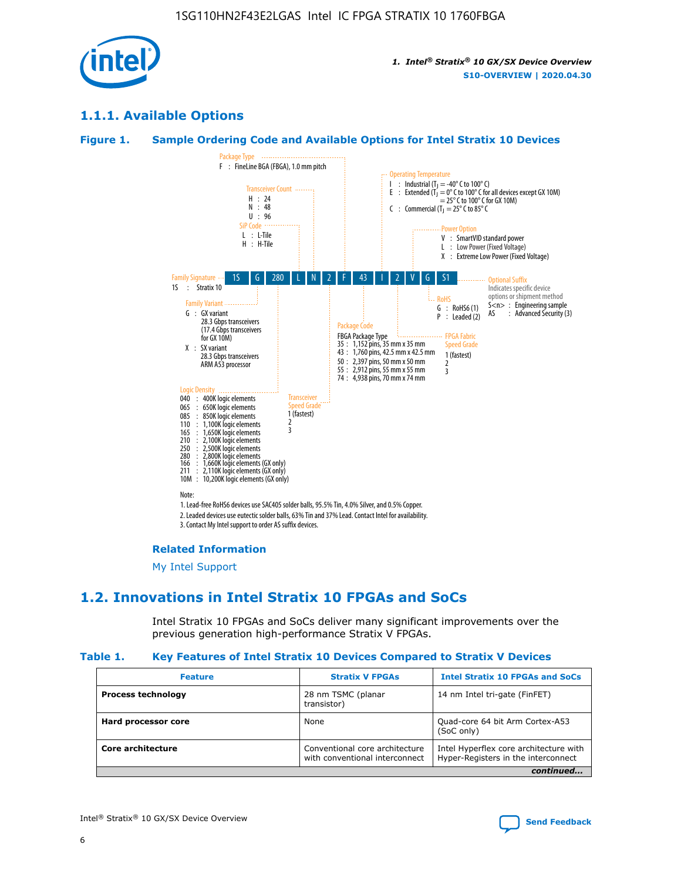## 1.1.1. Available Options

**Figure 1. Sample Ordering Code and Available Options for Intel Stratix 10 Devices**

| 1S | G | 280 | L | N | 2 | F | 43 | I | 2 | V | G | S1 |
|---|---|---|---|---|---|---|---|---|---|---|---|---|

**Family Signature**
1S : Stratix 10

**Family Variant**
G : GX variant
28.3 Gbps transceivers
(17.4 Gbps transceivers for GX 10M)
X : SX variant
28.3 Gbps transceivers
ARM A53 processor

**Logic Density**
040 : 400K logic elements
065 : 650K logic elements
085 : 850K logic elements
110 : 1,100K logic elements
165 : 1,650K logic elements
210 : 2,100K logic elements
250 : 2,500K logic elements
280 : 2,800K logic elements
166 : 1,660K logic elements (GX only)
211 : 2,110K logic elements (GX only)
10M : 10,200K logic elements (GX only)

**SiP Code**
L : L-Tile
H : H-Tile

**Transceiver Count**
H : 24
N : 48
U : 96

**Transceiver Speed Grade**
1 (fastest)
2
3

**Package Type**
F : FineLine BGA (FBGA), 1.0 mm pitch

**Package Code**
FBGA Package Type
35 : 1,152 pins, 35 mm x 35 mm
43 : 1,760 pins, 42.5 mm x 42.5 mm
50 : 2,397 pins, 50 mm x 50 mm
55 : 2,912 pins, 55 mm x 55 mm
74 : 4,938 pins, 70 mm x 74 mm

**Operating Temperature**
I : Industrial ($T_J$ = -40° C to 100° C)
E : Extended ($T_J$ = 0° C to 100° C for all devices except GX 10M)
= 25° C to 100° C for GX 10M)
C : Commercial ($T_J$ = 25° C to 85° C

**FPGA Fabric Speed Grade**
1 (fastest)
2
3

**Power Option**
V : SmartVID standard power
L : Low Power (Fixed Voltage)
X : Extreme Low Power (Fixed Voltage)

**RoHS**
G : RoHS6 (1)
P : Leaded (2)

**Optional Suffix**
Indicates specific device options or shipment method
S<n> : Engineering sample
AS : Advanced Security (3)

Note:
1. Lead-free RoHS6 devices use SAC405 solder balls, 95.5% Tin, 4.0% Silver, and 0.5% Copper.
2. Leaded devices use eutectic solder balls, 63% Tin and 37% Lead. Contact Intel for availability.
3. Contact My Intel support to order AS suffix devices.

**Related Information**

My Intel Support

## 1.2. Innovations in Intel Stratix 10 FPGAs and SoCs

Intel Stratix 10 FPGAs and SoCs deliver many significant improvements over the previous generation high-performance Stratix V FPGAs.

**Table 1. Key Features of Intel Stratix 10 Devices Compared to Stratix V Devices**

| Feature | Stratix V FPGAs | Intel Stratix 10 FPGAs and SoCs |
|---|---|---|
| **Process technology** | 28 nm TSMC (planar transistor) | 14 nm Intel tri-gate (FinFET) |
| **Hard processor core** | None | Quad-core 64 bit Arm Cortex-A53 (SoC only) |
| **Core architecture** | Conventional core architecture with conventional interconnect | Intel Hyperflex core architecture with Hyper-Registers in the interconnect |

*continued...*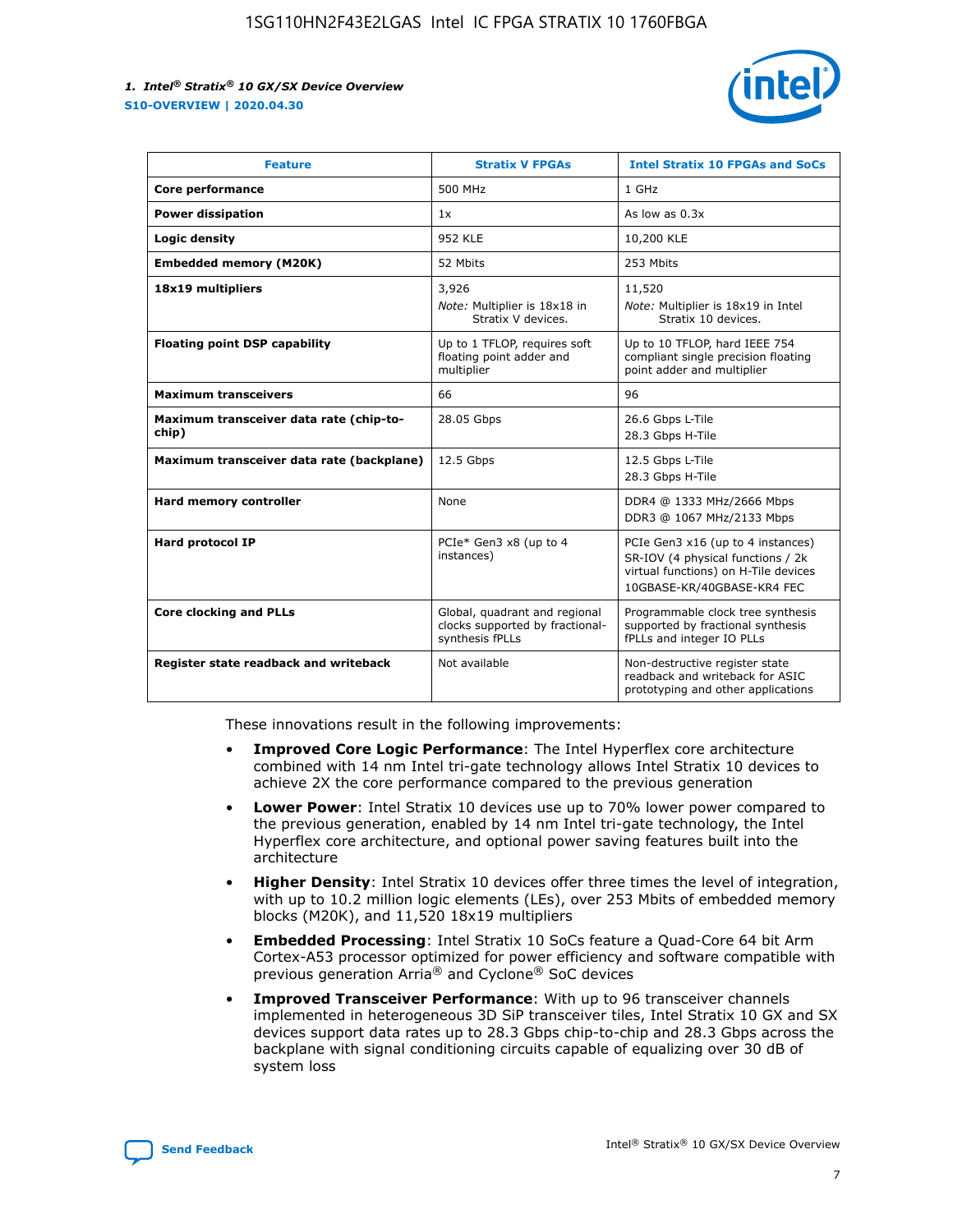| Feature | Stratix V FPGAs | Intel Stratix 10 FPGAs and SoCs |
|---|---|---|
| **Core performance** | 500 MHz | 1 GHz |
| **Power dissipation** | 1x | As low as 0.3x |
| **Logic density** | 952 KLE | 10,200 KLE |
| **Embedded memory (M20K)** | 52 Mbits | 253 Mbits |
| **18x19 multipliers** | 3,926<br>*Note:* Multiplier is 18x18 in Stratix V devices. | 11,520<br>*Note:* Multiplier is 18x19 in Intel Stratix 10 devices. |
| **Floating point DSP capability** | Up to 1 TFLOP, requires soft floating point adder and multiplier | Up to 10 TFLOP, hard IEEE 754 compliant single precision floating point adder and multiplier |
| **Maximum transceivers** | 66 | 96 |
| **Maximum transceiver data rate (chip-to-chip)** | 28.05 Gbps | 26.6 Gbps L-Tile<br>28.3 Gbps H-Tile |
| **Maximum transceiver data rate (backplane)** | 12.5 Gbps | 12.5 Gbps L-Tile<br>28.3 Gbps H-Tile |
| **Hard memory controller** | None | DDR4 @ 1333 MHz/2666 Mbps<br>DDR3 @ 1067 MHz/2133 Mbps |
| **Hard protocol IP** | PCIe* Gen3 x8 (up to 4 instances) | PCIe Gen3 x16 (up to 4 instances)<br>SR-IOV (4 physical functions / 2k virtual functions) on H-Tile devices<br>10GBASE-KR/40GBASE-KR4 FEC |
| **Core clocking and PLLs** | Global, quadrant and regional clocks supported by fractional-synthesis fPLLs | Programmable clock tree synthesis supported by fractional synthesis fPLLs and integer IO PLLs |
| **Register state readback and writeback** | Not available | Non-destructive register state readback and writeback for ASIC prototyping and other applications |

These innovations result in the following improvements:

- **Improved Core Logic Performance**: The Intel Hyperflex core architecture combined with 14 nm Intel tri-gate technology allows Intel Stratix 10 devices to achieve 2X the core performance compared to the previous generation
- **Lower Power**: Intel Stratix 10 devices use up to 70% lower power compared to the previous generation, enabled by 14 nm Intel tri-gate technology, the Intel Hyperflex core architecture, and optional power saving features built into the architecture
- **Higher Density**: Intel Stratix 10 devices offer three times the level of integration, with up to 10.2 million logic elements (LEs), over 253 Mbits of embedded memory blocks (M20K), and 11,520 18x19 multipliers
- **Embedded Processing**: Intel Stratix 10 SoCs feature a Quad-Core 64 bit Arm Cortex-A53 processor optimized for power efficiency and software compatible with previous generation Arria® and Cyclone® SoC devices
- **Improved Transceiver Performance**: With up to 96 transceiver channels implemented in heterogeneous 3D SiP transceiver tiles, Intel Stratix 10 GX and SX devices support data rates up to 28.3 Gbps chip-to-chip and 28.3 Gbps across the backplane with signal conditioning circuits capable of equalizing over 30 dB of system loss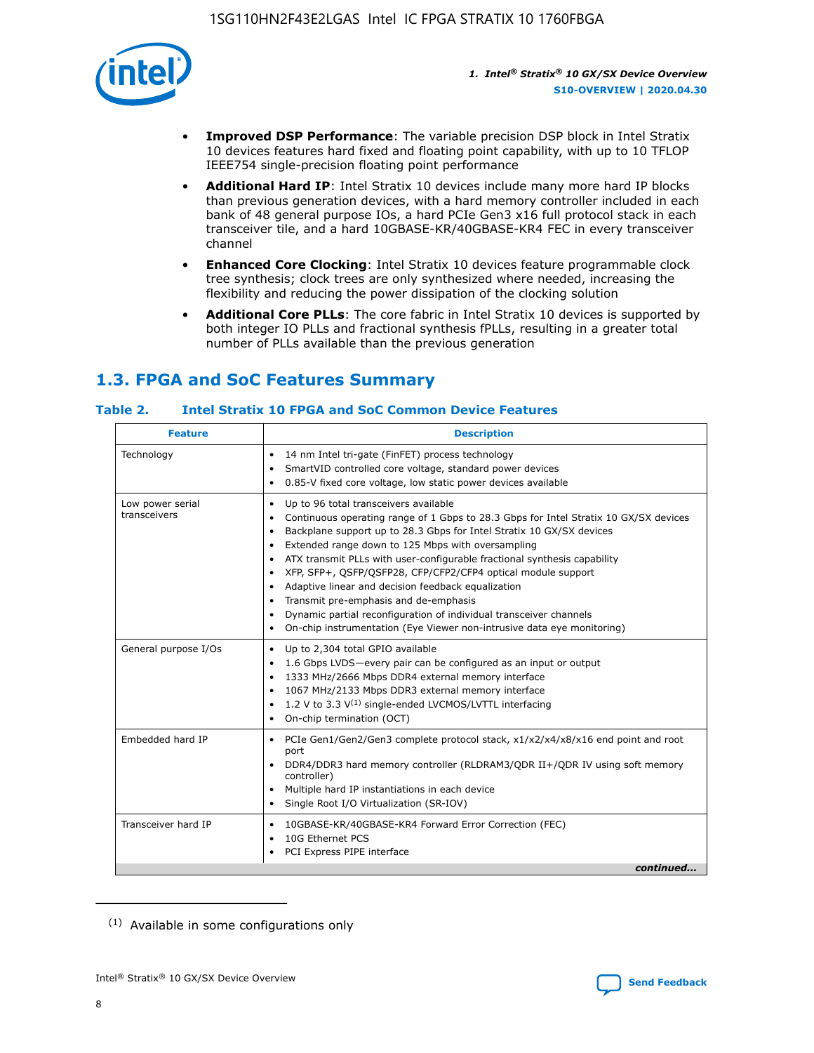- **Improved DSP Performance**: The variable precision DSP block in Intel Stratix 10 devices features hard fixed and floating point capability, with up to 10 TFLOP IEEE754 single-precision floating point performance
- **Additional Hard IP**: Intel Stratix 10 devices include many more hard IP blocks than previous generation devices, with a hard memory controller included in each bank of 48 general purpose IOs, a hard PCIe Gen3 x16 full protocol stack in each transceiver tile, and a hard 10GBASE-KR/40GBASE-KR4 FEC in every transceiver channel
- **Enhanced Core Clocking**: Intel Stratix 10 devices feature programmable clock tree synthesis; clock trees are only synthesized where needed, increasing the flexibility and reducing the power dissipation of the clocking solution
- **Additional Core PLLs**: The core fabric in Intel Stratix 10 devices is supported by both integer IO PLLs and fractional synthesis fPLLs, resulting in a greater total number of PLLs available than the previous generation

## 1.3. FPGA and SoC Features Summary

### Table 2. Intel Stratix 10 FPGA and SoC Common Device Features

| Feature | Description |
| --- | --- |
| Technology | • 14 nm Intel tri-gate (FinFET) process technology<br>• SmartVID controlled core voltage, standard power devices<br>• 0.85-V fixed core voltage, low static power devices available |
| Low power serial transceivers | • Up to 96 total transceivers available<br>• Continuous operating range of 1 Gbps to 28.3 Gbps for Intel Stratix 10 GX/SX devices<br>• Backplane support up to 28.3 Gbps for Intel Stratix 10 GX/SX devices<br>• Extended range down to 125 Mbps with oversampling<br>• ATX transmit PLLs with user-configurable fractional synthesis capability<br>• XFP, SFP+, QSFP/QSFP28, CFP/CFP2/CFP4 optical module support<br>• Adaptive linear and decision feedback equalization<br>• Transmit pre-emphasis and de-emphasis<br>• Dynamic partial reconfiguration of individual transceiver channels<br>• On-chip instrumentation (Eye Viewer non-intrusive data eye monitoring) |
| General purpose I/Os | • Up to 2,304 total GPIO available<br>• 1.6 Gbps LVDS—every pair can be configured as an input or output<br>• 1333 MHz/2666 Mbps DDR4 external memory interface<br>• 1067 MHz/2133 Mbps DDR3 external memory interface<br>• 1.2 V to 3.3 V[(1)] single-ended LVCMOS/LVTTL interfacing<br>• On-chip termination (OCT) |
| Embedded hard IP | • PCIe Gen1/Gen2/Gen3 complete protocol stack, x1/x2/x4/x8/x16 end point and root port<br>• DDR4/DDR3 hard memory controller (RLDRAM3/QDR II+/QDR IV using soft memory controller)<br>• Multiple hard IP instantiations in each device<br>• Single Root I/O Virtualization (SR-IOV) |
| Transceiver hard IP | • 10GBASE-KR/40GBASE-KR4 Forward Error Correction (FEC)<br>• 10G Ethernet PCS<br>• PCI Express PIPE interface |

*continued...*

(1) Available in some configurations only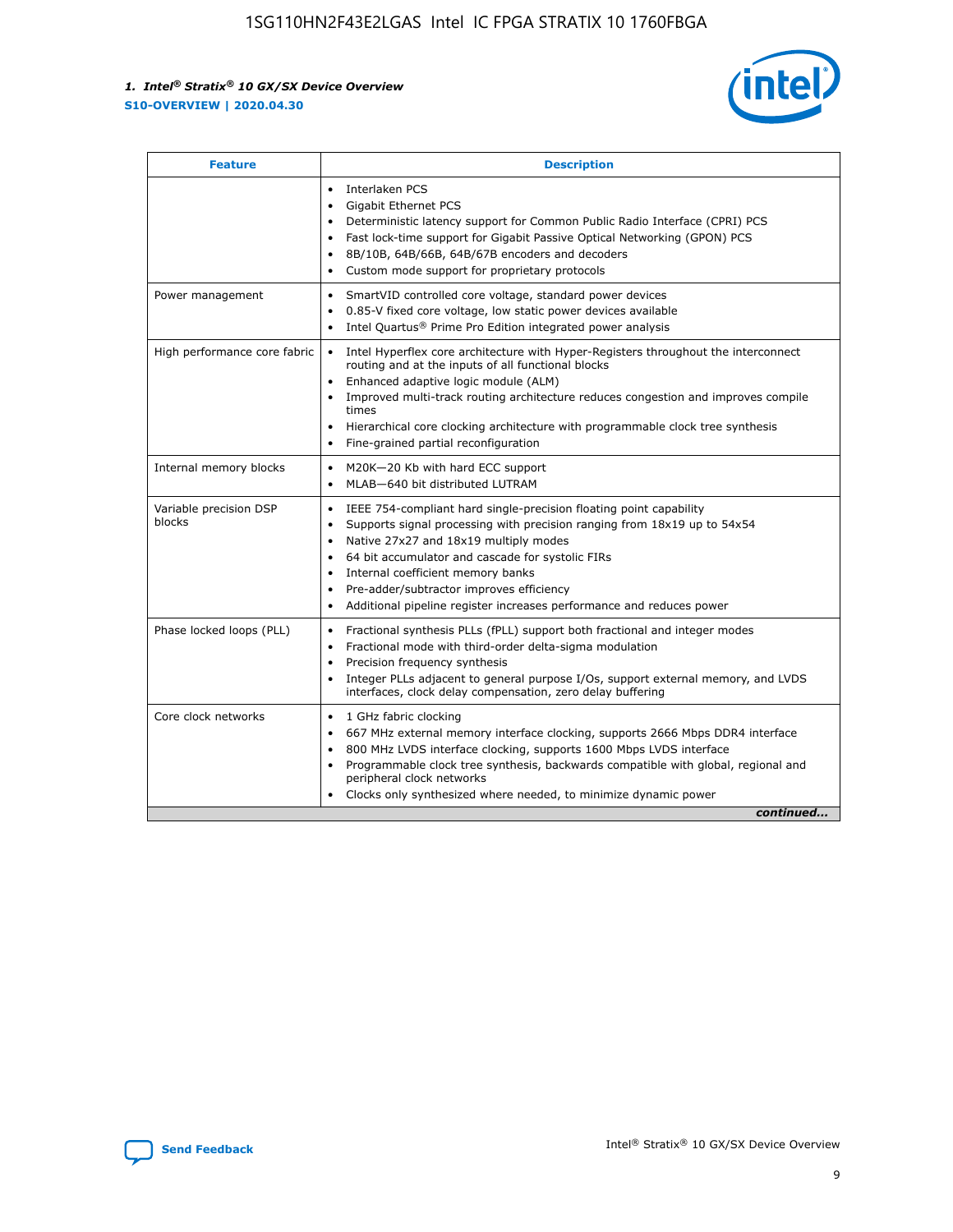| Feature | Description |
| --- | --- |
| | • Interlaken PCS<br>• Gigabit Ethernet PCS<br>• Deterministic latency support for Common Public Radio Interface (CPRI) PCS<br>• Fast lock-time support for Gigabit Passive Optical Networking (GPON) PCS<br>• 8B/10B, 64B/66B, 64B/67B encoders and decoders<br>• Custom mode support for proprietary protocols |
| Power management | • SmartVID controlled core voltage, standard power devices<br>• 0.85-V fixed core voltage, low static power devices available<br>• Intel Quartus® Prime Pro Edition integrated power analysis |
| High performance core fabric | • Intel Hyperflex core architecture with Hyper-Registers throughout the interconnect routing and at the inputs of all functional blocks<br>• Enhanced adaptive logic module (ALM)<br>• Improved multi-track routing architecture reduces congestion and improves compile times<br>• Hierarchical core clocking architecture with programmable clock tree synthesis<br>• Fine-grained partial reconfiguration |
| Internal memory blocks | • M20K—20 Kb with hard ECC support<br>• MLAB—640 bit distributed LUTRAM |
| Variable precision DSP blocks | • IEEE 754-compliant hard single-precision floating point capability<br>• Supports signal processing with precision ranging from 18x19 up to 54x54<br>• Native 27x27 and 18x19 multiply modes<br>• 64 bit accumulator and cascade for systolic FIRs<br>• Internal coefficient memory banks<br>• Pre-adder/subtractor improves efficiency<br>• Additional pipeline register increases performance and reduces power |
| Phase locked loops (PLL) | • Fractional synthesis PLLs (fPLL) support both fractional and integer modes<br>• Fractional mode with third-order delta-sigma modulation<br>• Precision frequency synthesis<br>• Integer PLLs adjacent to general purpose I/Os, support external memory, and LVDS interfaces, clock delay compensation, zero delay buffering |
| Core clock networks | • 1 GHz fabric clocking<br>• 667 MHz external memory interface clocking, supports 2666 Mbps DDR4 interface<br>• 800 MHz LVDS interface clocking, supports 1600 Mbps LVDS interface<br>• Programmable clock tree synthesis, backwards compatible with global, regional and peripheral clock networks<br>• Clocks only synthesized where needed, to minimize dynamic power |

*continued...*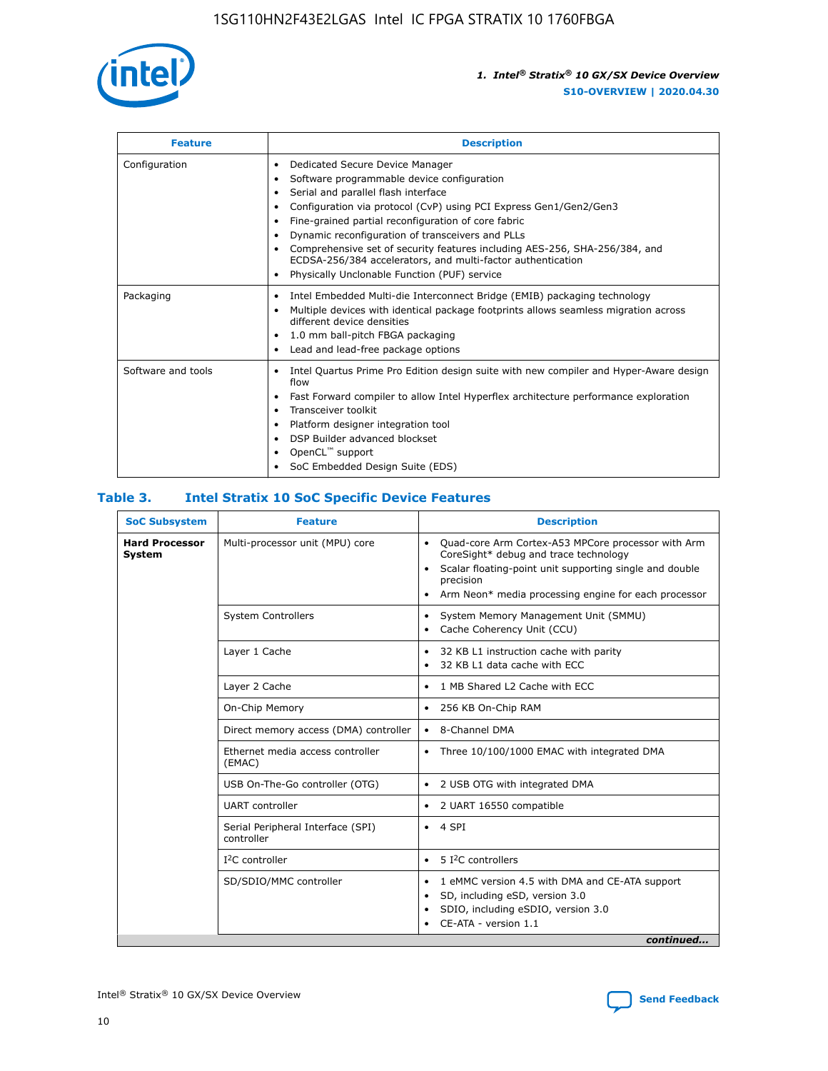| Feature | Description |
| --- | --- |
| Configuration | • Dedicated Secure Device Manager<br>• Software programmable device configuration<br>• Serial and parallel flash interface<br>• Configuration via protocol (CvP) using PCI Express Gen1/Gen2/Gen3<br>• Fine-grained partial reconfiguration of core fabric<br>• Dynamic reconfiguration of transceivers and PLLs<br>• Comprehensive set of security features including AES-256, SHA-256/384, and ECDSA-256/384 accelerators, and multi-factor authentication<br>• Physically Unclonable Function (PUF) service |
| Packaging | • Intel Embedded Multi-die Interconnect Bridge (EMIB) packaging technology<br>• Multiple devices with identical package footprints allows seamless migration across different device densities<br>• 1.0 mm ball-pitch FBGA packaging<br>• Lead and lead-free package options |
| Software and tools | • Intel Quartus Prime Pro Edition design suite with new compiler and Hyper-Aware design flow<br>• Fast Forward compiler to allow Intel Hyperflex architecture performance exploration<br>• Transceiver toolkit<br>• Platform designer integration tool<br>• DSP Builder advanced blockset<br>• OpenCL™ support<br>• SoC Embedded Design Suite (EDS) |

## Table 3. Intel Stratix 10 SoC Specific Device Features

| SoC Subsystem | Feature | Description |
| --- | --- | --- |
| **Hard Processor System** | Multi-processor unit (MPU) core | • Quad-core Arm Cortex-A53 MPCore processor with Arm CoreSight* debug and trace technology<br>• Scalar floating-point unit supporting single and double precision<br>• Arm Neon* media processing engine for each processor |
| | System Controllers | • System Memory Management Unit (SMMU)<br>• Cache Coherency Unit (CCU) |
| | Layer 1 Cache | • 32 KB L1 instruction cache with parity<br>• 32 KB L1 data cache with ECC |
| | Layer 2 Cache | • 1 MB Shared L2 Cache with ECC |
| | On-Chip Memory | • 256 KB On-Chip RAM |
| | Direct memory access (DMA) controller | • 8-Channel DMA |
| | Ethernet media access controller (EMAC) | • Three 10/100/1000 EMAC with integrated DMA |
| | USB On-The-Go controller (OTG) | • 2 USB OTG with integrated DMA |
| | UART controller | • 2 UART 16550 compatible |
| | Serial Peripheral Interface (SPI) controller | • 4 SPI |
| | I²C controller | • 5 I²C controllers |
| | SD/SDIO/MMC controller | • 1 eMMC version 4.5 with DMA and CE-ATA support<br>• SD, including eSD, version 3.0<br>• SDIO, including eSDIO, version 3.0<br>• CE-ATA - version 1.1 |

*continued...*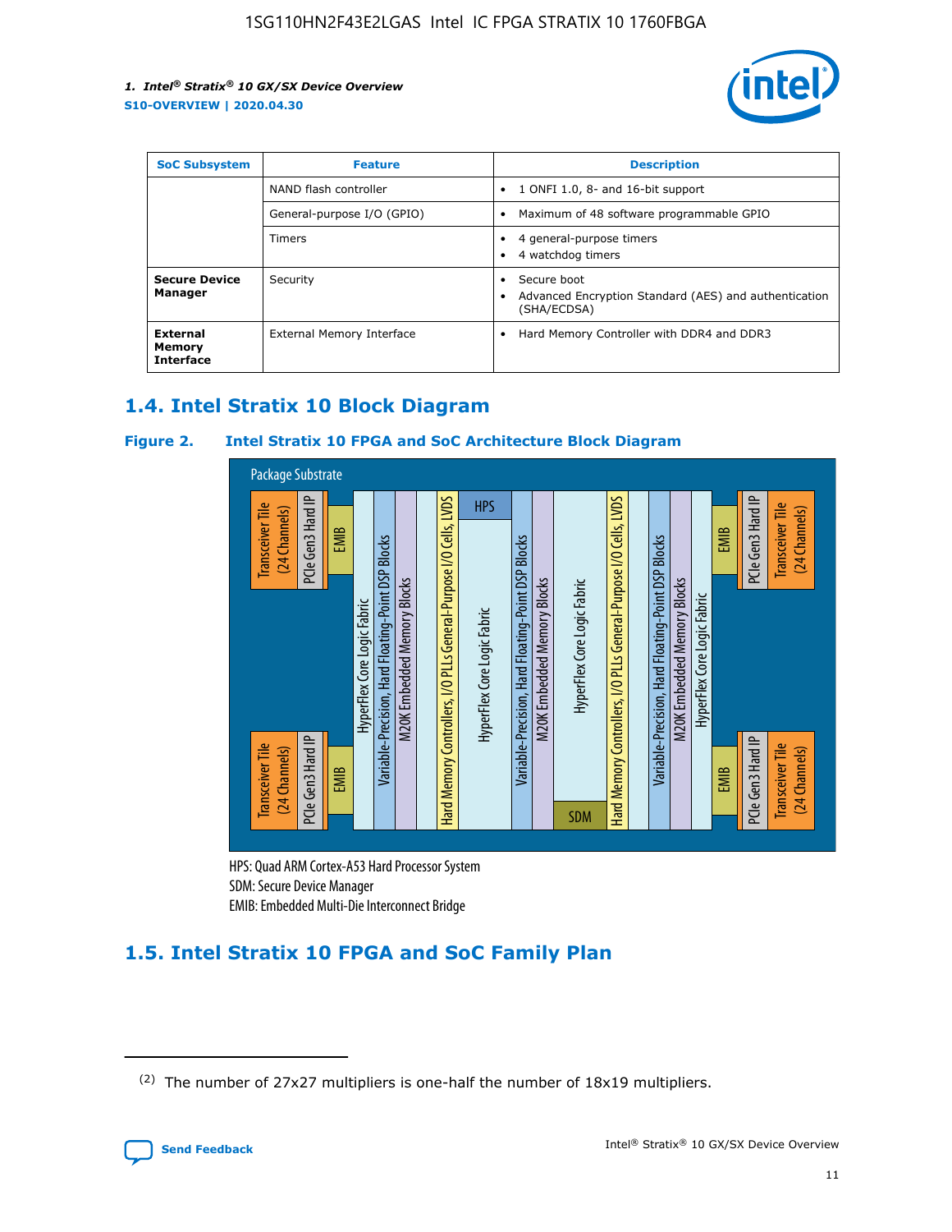| SoC Subsystem | Feature | Description |
| --- | --- | --- |
| | NAND flash controller | • 1 ONFI 1.0, 8- and 16-bit support |
| | General-purpose I/O (GPIO) | • Maximum of 48 software programmable GPIO |
| | Timers | • 4 general-purpose timers<br>• 4 watchdog timers |
| **Secure Device Manager** | Security | • Secure boot<br>• Advanced Encryption Standard (AES) and authentication (SHA/ECDSA) |
| **External Memory Interface** | External Memory Interface | • Hard Memory Controller with DDR4 and DDR3 |

## 1.4. Intel Stratix 10 Block Diagram

**Figure 2. Intel Stratix 10 FPGA and SoC Architecture Block Diagram**

Package Substrate

Transceiver Tile (24 Channels) | PCIe Gen3 Hard IP | EMIB | HyperFlex Core Logic Fabric | Variable-Precision, Hard Floating-Point DSP Blocks | M20K Embedded Memory Blocks | Hard Memory Controllers, I/O PLLs General-Purpose I/O Cells, LVDS | HPS | HyperFlex Core Logic Fabric | Variable-Precision, Hard Floating-Point DSP Blocks | M20K Embedded Memory Blocks | HyperFlex Core Logic Fabric | SDM | Hard Memory Controllers, I/O PLLs General-Purpose I/O Cells, LVDS | Variable-Precision, Hard Floating-Point DSP Blocks | M20K Embedded Memory Blocks | HyperFlex Core Logic Fabric | EMIB | PCIe Gen3 Hard IP | Transceiver Tile (24 Channels)

HPS: Quad ARM Cortex-A53 Hard Processor System
SDM: Secure Device Manager
EMIB: Embedded Multi-Die Interconnect Bridge

## 1.5. Intel Stratix 10 FPGA and SoC Family Plan

(2) The number of 27x27 multipliers is one-half the number of 18x19 multipliers.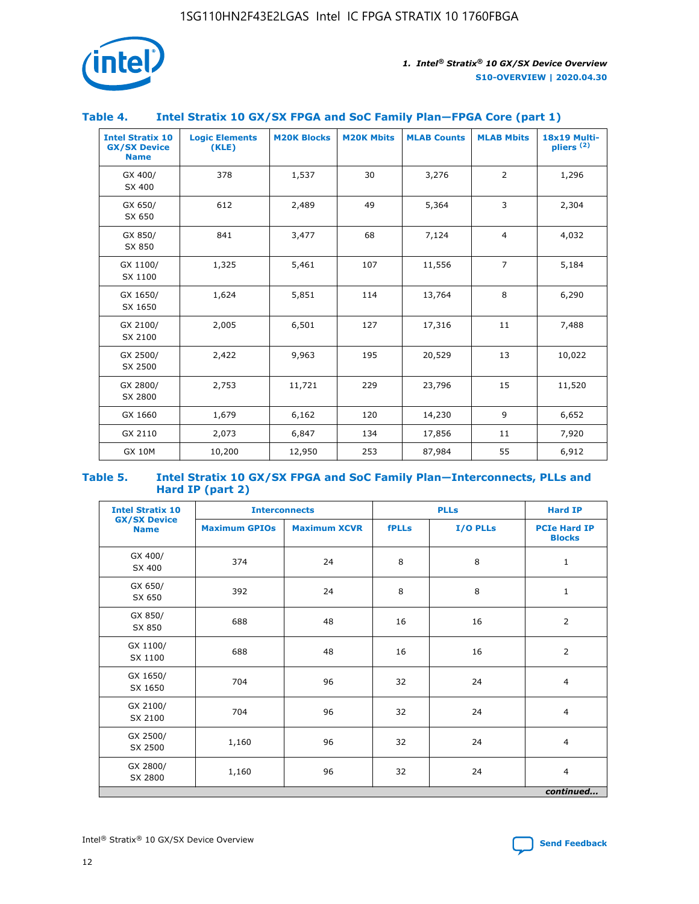## Table 4. Intel Stratix 10 GX/SX FPGA and SoC Family Plan—FPGA Core (part 1)

| Intel Stratix 10 GX/SX Device Name | Logic Elements (KLE) | M20K Blocks | M20K Mbits | MLAB Counts | MLAB Mbits | 18x19 Multipliers (2) |
|---|---|---|---|---|---|---|
| GX 400/ SX 400 | 378 | 1,537 | 30 | 3,276 | 2 | 1,296 |
| GX 650/ SX 650 | 612 | 2,489 | 49 | 5,364 | 3 | 2,304 |
| GX 850/ SX 850 | 841 | 3,477 | 68 | 7,124 | 4 | 4,032 |
| GX 1100/ SX 1100 | 1,325 | 5,461 | 107 | 11,556 | 7 | 5,184 |
| GX 1650/ SX 1650 | 1,624 | 5,851 | 114 | 13,764 | 8 | 6,290 |
| GX 2100/ SX 2100 | 2,005 | 6,501 | 127 | 17,316 | 11 | 7,488 |
| GX 2500/ SX 2500 | 2,422 | 9,963 | 195 | 20,529 | 13 | 10,022 |
| GX 2800/ SX 2800 | 2,753 | 11,721 | 229 | 23,796 | 15 | 11,520 |
| GX 1660 | 1,679 | 6,162 | 120 | 14,230 | 9 | 6,652 |
| GX 2110 | 2,073 | 6,847 | 134 | 17,856 | 11 | 7,920 |
| GX 10M | 10,200 | 12,950 | 253 | 87,984 | 55 | 6,912 |

## Table 5. Intel Stratix 10 GX/SX FPGA and SoC Family Plan—Interconnects, PLLs and Hard IP (part 2)

| Intel Stratix 10 GX/SX Device Name | Interconnects | | PLLs | | Hard IP |
|---|---|---|---|---|---|
| | Maximum GPIOs | Maximum XCVR | fPLLs | I/O PLLs | PCIe Hard IP Blocks |
| GX 400/ SX 400 | 374 | 24 | 8 | 8 | 1 |
| GX 650/ SX 650 | 392 | 24 | 8 | 8 | 1 |
| GX 850/ SX 850 | 688 | 48 | 16 | 16 | 2 |
| GX 1100/ SX 1100 | 688 | 48 | 16 | 16 | 2 |
| GX 1650/ SX 1650 | 704 | 96 | 32 | 24 | 4 |
| GX 2100/ SX 2100 | 704 | 96 | 32 | 24 | 4 |
| GX 2500/ SX 2500 | 1,160 | 96 | 32 | 24 | 4 |
| GX 2800/ SX 2800 | 1,160 | 96 | 32 | 24 | 4 |

*continued...*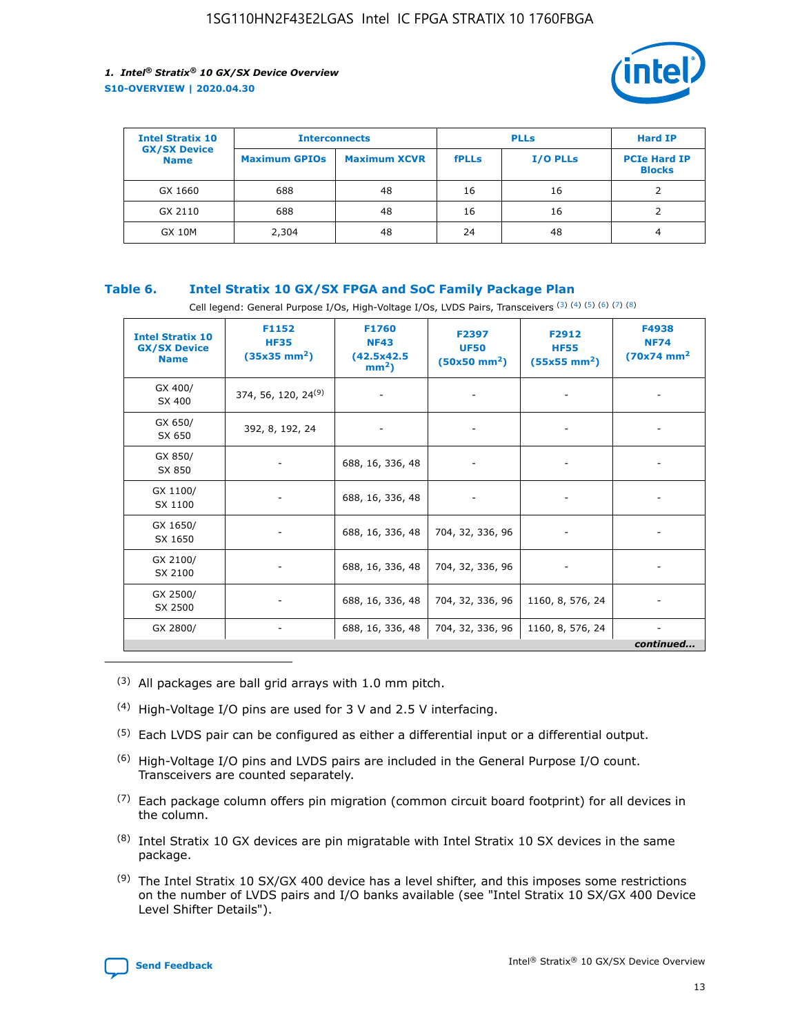| Intel Stratix 10 GX/SX Device Name | Interconnects | | PLLs | | Hard IP |
|---|---|---|---|---|---|
| | Maximum GPIOs | Maximum XCVR | fPLLs | I/O PLLs | PCIe Hard IP Blocks |
| GX 1660 | 688 | 48 | 16 | 16 | 2 |
| GX 2110 | 688 | 48 | 16 | 16 | 2 |
| GX 10M | 2,304 | 48 | 24 | 48 | 4 |

### Table 6. Intel Stratix 10 GX/SX FPGA and SoC Family Package Plan

Cell legend: General Purpose I/Os, High-Voltage I/Os, LVDS Pairs, Transceivers (3) (4) (5) (6) (7) (8)

| Intel Stratix 10 GX/SX Device Name | F1152 HF35 (35x35 mm$^2$) | F1760 NF43 (42.5x42.5 mm$^2$) | F2397 UF50 (50x50 mm$^2$) | F2912 HF55 (55x55 mm$^2$) | F4938 NF74 (70x74 mm$^2$ |
|---|---|---|---|---|---|
| GX 400/ SX 400 | 374, 56, 120, 24(9) | - | - | - | - |
| GX 650/ SX 650 | 392, 8, 192, 24 | - | - | - | - |
| GX 850/ SX 850 | - | 688, 16, 336, 48 | - | - | - |
| GX 1100/ SX 1100 | - | 688, 16, 336, 48 | - | - | - |
| GX 1650/ SX 1650 | - | 688, 16, 336, 48 | 704, 32, 336, 96 | - | - |
| GX 2100/ SX 2100 | - | 688, 16, 336, 48 | 704, 32, 336, 96 | - | - |
| GX 2500/ SX 2500 | - | 688, 16, 336, 48 | 704, 32, 336, 96 | 1160, 8, 576, 24 | - |
| GX 2800/ | - | 688, 16, 336, 48 | 704, 32, 336, 96 | 1160, 8, 576, 24 | - |

*continued...*

(3) All packages are ball grid arrays with 1.0 mm pitch.

(4) High-Voltage I/O pins are used for 3 V and 2.5 V interfacing.

(5) Each LVDS pair can be configured as either a differential input or a differential output.

(6) High-Voltage I/O pins and LVDS pairs are included in the General Purpose I/O count. Transceivers are counted separately.

(7) Each package column offers pin migration (common circuit board footprint) for all devices in the column.

(8) Intel Stratix 10 GX devices are pin migratable with Intel Stratix 10 SX devices in the same package.

(9) The Intel Stratix 10 SX/GX 400 device has a level shifter, and this imposes some restrictions on the number of LVDS pairs and I/O banks available (see "Intel Stratix 10 SX/GX 400 Device Level Shifter Details").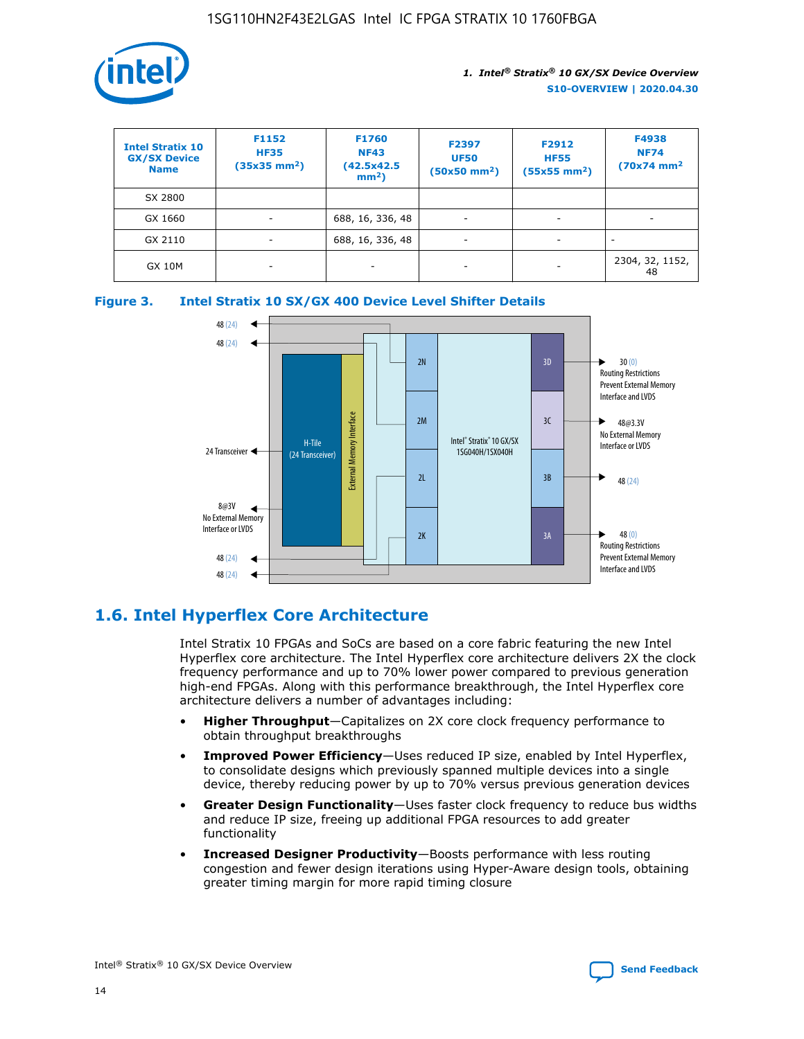| Intel Stratix 10 GX/SX Device Name | F1152 HF35 (35x35 mm²) | F1760 NF43 (42.5x42.5 mm²) | F2397 UF50 (50x50 mm²) | F2912 HF55 (55x55 mm²) | F4938 NF74 (70x74 mm² |
|---|---|---|---|---|---|
| SX 2800 | | | | | |
| GX 1660 | - | 688, 16, 336, 48 | - | - | - |
| GX 2110 | - | 688, 16, 336, 48 | - | - | - |
| GX 10M | - | - | - | - | 2304, 32, 1152, 48 |

**Figure 3. Intel Stratix 10 SX/GX 400 Device Level Shifter Details**

## 1.6. Intel Hyperflex Core Architecture

Intel Stratix 10 FPGAs and SoCs are based on a core fabric featuring the new Intel Hyperflex core architecture. The Intel Hyperflex core architecture delivers 2X the clock frequency performance and up to 70% lower power compared to previous generation high-end FPGAs. Along with this performance breakthrough, the Intel Hyperflex core architecture delivers a number of advantages including:

- **Higher Throughput**—Capitalizes on 2X core clock frequency performance to obtain throughput breakthroughs
- **Improved Power Efficiency**—Uses reduced IP size, enabled by Intel Hyperflex, to consolidate designs which previously spanned multiple devices into a single device, thereby reducing power by up to 70% versus previous generation devices
- **Greater Design Functionality**—Uses faster clock frequency to reduce bus widths and reduce IP size, freeing up additional FPGA resources to add greater functionality
- **Increased Designer Productivity**—Boosts performance with less routing congestion and fewer design iterations using Hyper-Aware design tools, obtaining greater timing margin for more rapid timing closure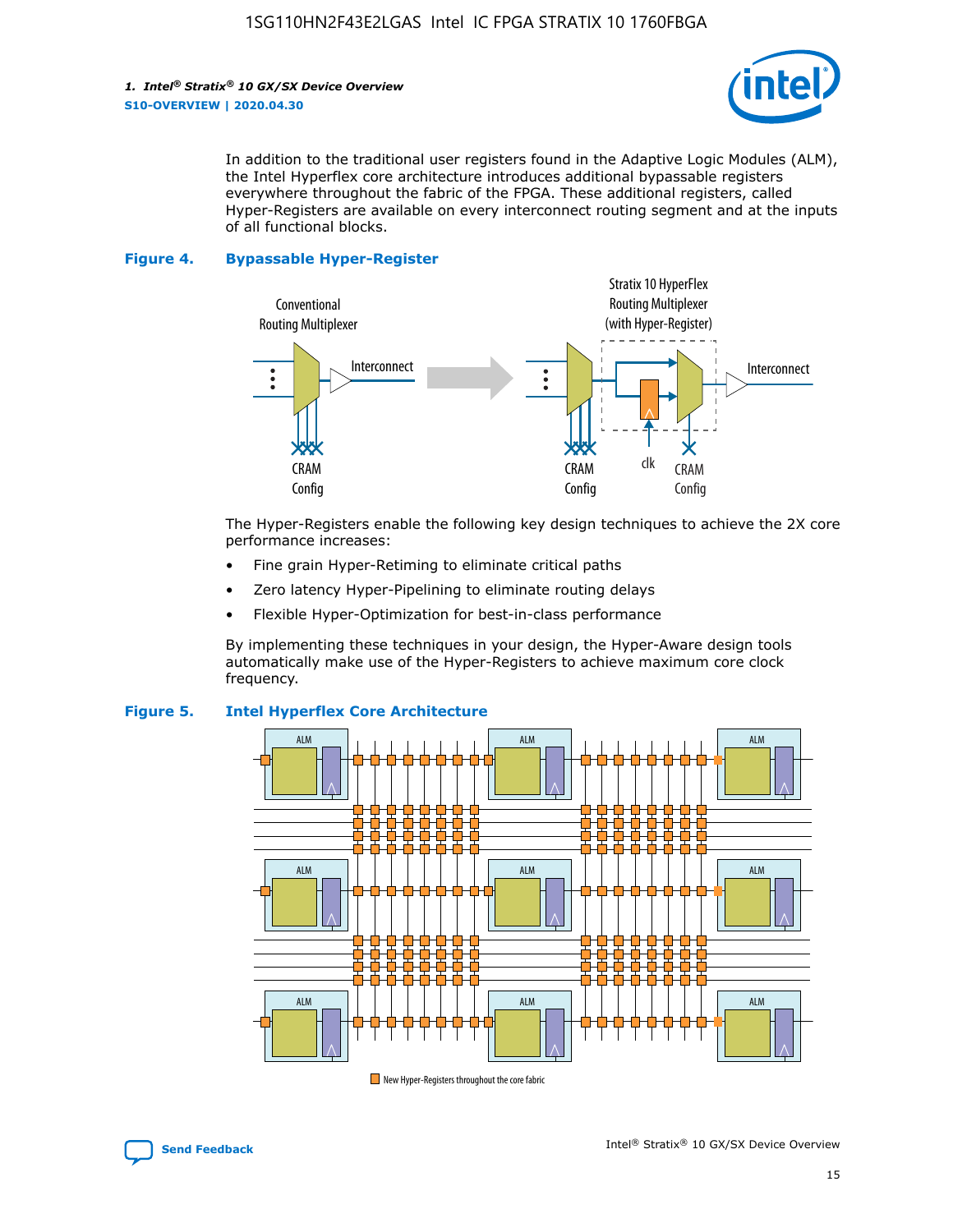In addition to the traditional user registers found in the Adaptive Logic Modules (ALM), the Intel Hyperflex core architecture introduces additional bypassable registers everywhere throughout the fabric of the FPGA. These additional registers, called Hyper-Registers are available on every interconnect routing segment and at the inputs of all functional blocks.

**Figure 4. Bypassable Hyper-Register**

The Hyper-Registers enable the following key design techniques to achieve the 2X core performance increases:

- Fine grain Hyper-Retiming to eliminate critical paths
- Zero latency Hyper-Pipelining to eliminate routing delays
- Flexible Hyper-Optimization for best-in-class performance

By implementing these techniques in your design, the Hyper-Aware design tools automatically make use of the Hyper-Registers to achieve maximum core clock frequency.

**Figure 5. Intel Hyperflex Core Architecture**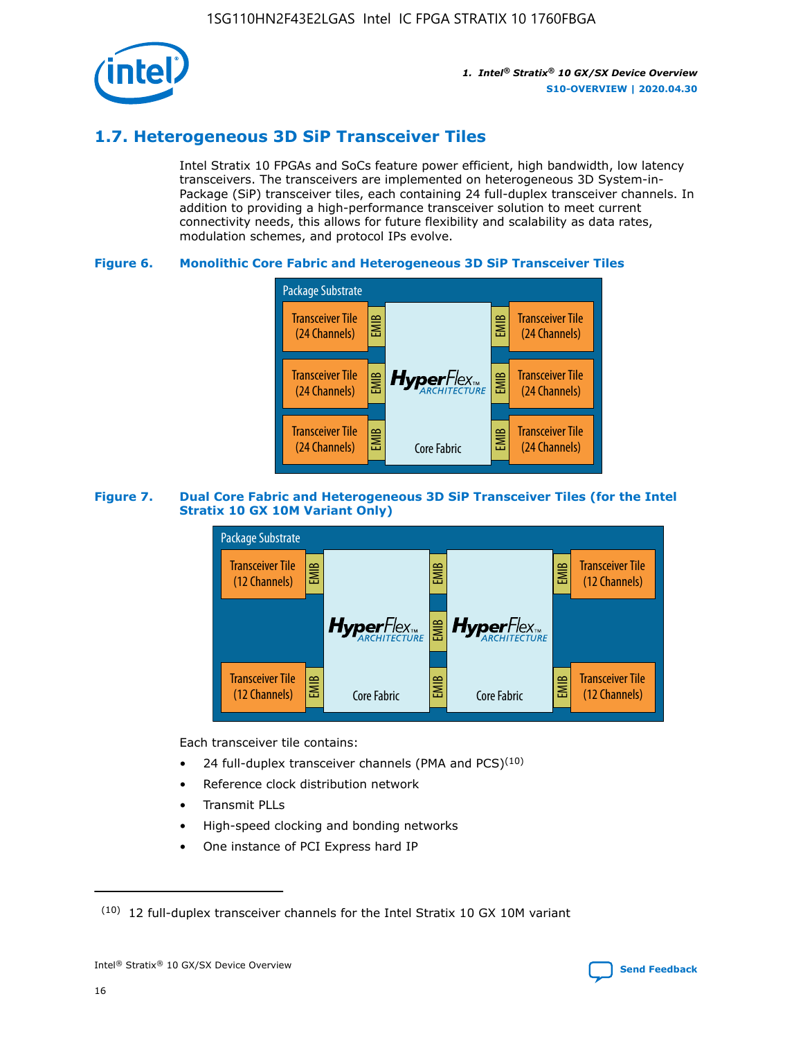## 1.7. Heterogeneous 3D SiP Transceiver Tiles

Intel Stratix 10 FPGAs and SoCs feature power efficient, high bandwidth, low latency transceivers. The transceivers are implemented on heterogeneous 3D System-in-Package (SiP) transceiver tiles, each containing 24 full-duplex transceiver channels. In addition to providing a high-performance transceiver solution to meet current connectivity needs, this allows for future flexibility and scalability as data rates, modulation schemes, and protocol IPs evolve.

**Figure 6. Monolithic Core Fabric and Heterogeneous 3D SiP Transceiver Tiles**

Package Substrate

Transceiver Tile (24 Channels) | EMIB | HyperFlex ARCHITECTURE Core Fabric | EMIB | Transceiver Tile (24 Channels)

Transceiver Tile (24 Channels) | EMIB | | EMIB | Transceiver Tile (24 Channels)

Transceiver Tile (24 Channels) | EMIB | | EMIB | Transceiver Tile (24 Channels)

**Figure 7. Dual Core Fabric and Heterogeneous 3D SiP Transceiver Tiles (for the Intel Stratix 10 GX 10M Variant Only)**

Package Substrate

Transceiver Tile (12 Channels) | EMIB | HyperFlex ARCHITECTURE Core Fabric | EMIB | HyperFlex ARCHITECTURE Core Fabric | EMIB | Transceiver Tile (12 Channels)

Transceiver Tile (12 Channels) | EMIB | | EMIB | | EMIB | Transceiver Tile (12 Channels)

Each transceiver tile contains:

- 24 full-duplex transceiver channels (PMA and PCS)[10]
- Reference clock distribution network
- Transmit PLLs
- High-speed clocking and bonding networks
- One instance of PCI Express hard IP

(10) 12 full-duplex transceiver channels for the Intel Stratix 10 GX 10M variant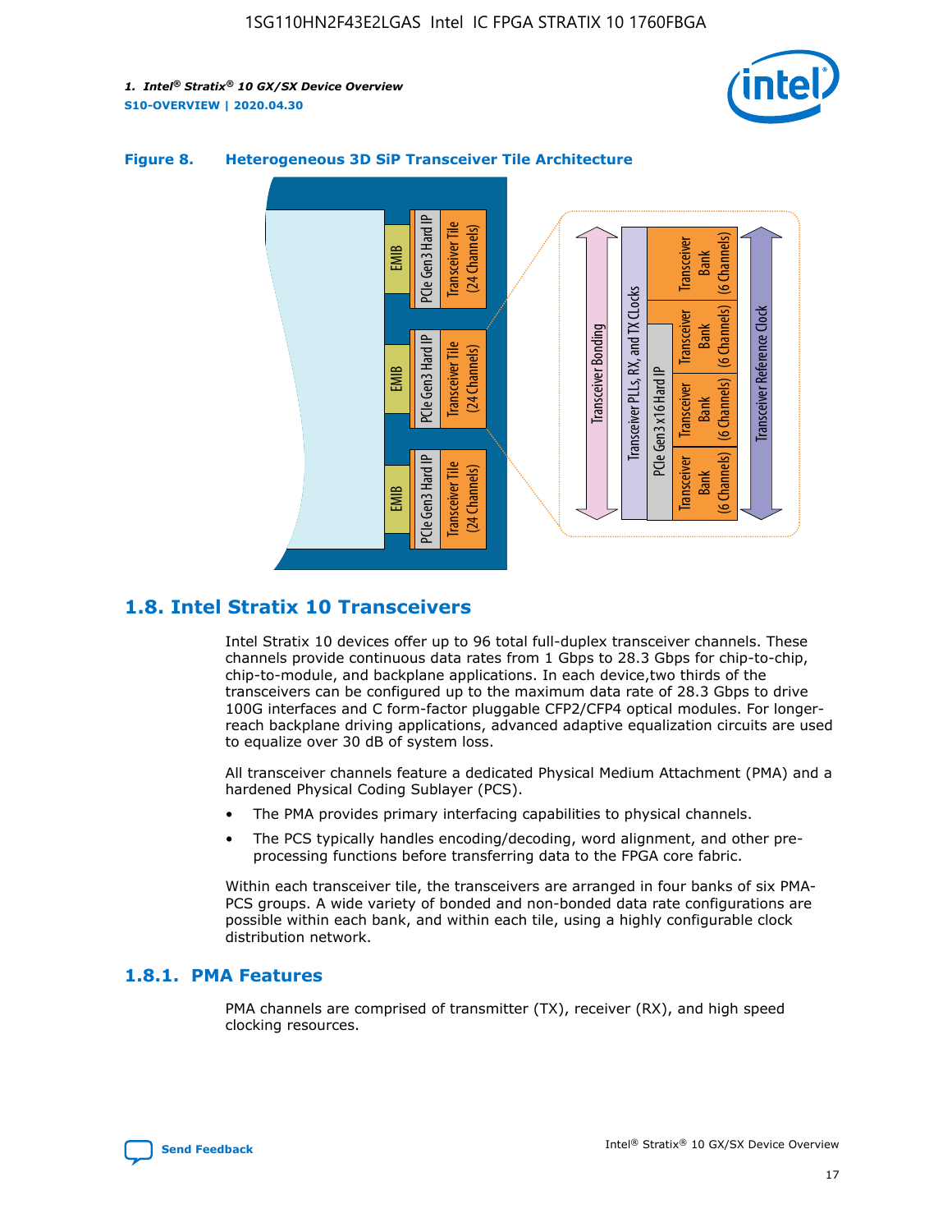**Figure 8. Heterogeneous 3D SiP Transceiver Tile Architecture**

## 1.8. Intel Stratix 10 Transceivers

Intel Stratix 10 devices offer up to 96 total full-duplex transceiver channels. These channels provide continuous data rates from 1 Gbps to 28.3 Gbps for chip-to-chip, chip-to-module, and backplane applications. In each device,two thirds of the transceivers can be configured up to the maximum data rate of 28.3 Gbps to drive 100G interfaces and C form-factor pluggable CFP2/CFP4 optical modules. For longer-reach backplane driving applications, advanced adaptive equalization circuits are used to equalize over 30 dB of system loss.

All transceiver channels feature a dedicated Physical Medium Attachment (PMA) and a hardened Physical Coding Sublayer (PCS).

- The PMA provides primary interfacing capabilities to physical channels.
- The PCS typically handles encoding/decoding, word alignment, and other pre-processing functions before transferring data to the FPGA core fabric.

Within each transceiver tile, the transceivers are arranged in four banks of six PMA-PCS groups. A wide variety of bonded and non-bonded data rate configurations are possible within each bank, and within each tile, using a highly configurable clock distribution network.

### 1.8.1. PMA Features

PMA channels are comprised of transmitter (TX), receiver (RX), and high speed clocking resources.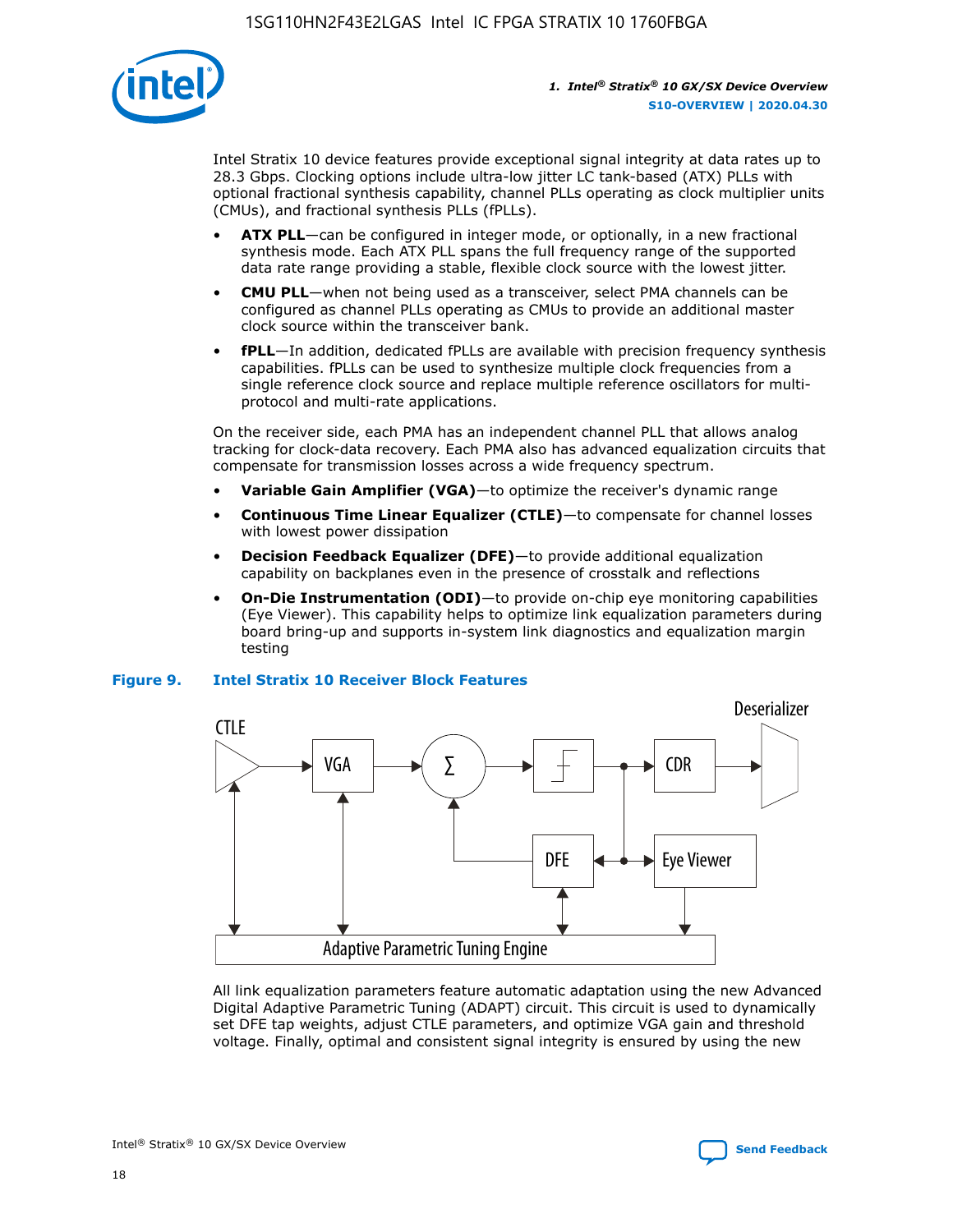Intel Stratix 10 device features provide exceptional signal integrity at data rates up to 28.3 Gbps. Clocking options include ultra-low jitter LC tank-based (ATX) PLLs with optional fractional synthesis capability, channel PLLs operating as clock multiplier units (CMUs), and fractional synthesis PLLs (fPLLs).

- **ATX PLL**—can be configured in integer mode, or optionally, in a new fractional synthesis mode. Each ATX PLL spans the full frequency range of the supported data rate range providing a stable, flexible clock source with the lowest jitter.
- **CMU PLL**—when not being used as a transceiver, select PMA channels can be configured as channel PLLs operating as CMUs to provide an additional master clock source within the transceiver bank.
- **fPLL**—In addition, dedicated fPLLs are available with precision frequency synthesis capabilities. fPLLs can be used to synthesize multiple clock frequencies from a single reference clock source and replace multiple reference oscillators for multi-protocol and multi-rate applications.

On the receiver side, each PMA has an independent channel PLL that allows analog tracking for clock-data recovery. Each PMA also has advanced equalization circuits that compensate for transmission losses across a wide frequency spectrum.

- **Variable Gain Amplifier (VGA)**—to optimize the receiver's dynamic range
- **Continuous Time Linear Equalizer (CTLE)**—to compensate for channel losses with lowest power dissipation
- **Decision Feedback Equalizer (DFE)**—to provide additional equalization capability on backplanes even in the presence of crosstalk and reflections
- **On-Die Instrumentation (ODI)**—to provide on-chip eye monitoring capabilities (Eye Viewer). This capability helps to optimize link equalization parameters during board bring-up and supports in-system link diagnostics and equalization margin testing

**Figure 9. Intel Stratix 10 Receiver Block Features**

All link equalization parameters feature automatic adaptation using the new Advanced Digital Adaptive Parametric Tuning (ADAPT) circuit. This circuit is used to dynamically set DFE tap weights, adjust CTLE parameters, and optimize VGA gain and threshold voltage. Finally, optimal and consistent signal integrity is ensured by using the new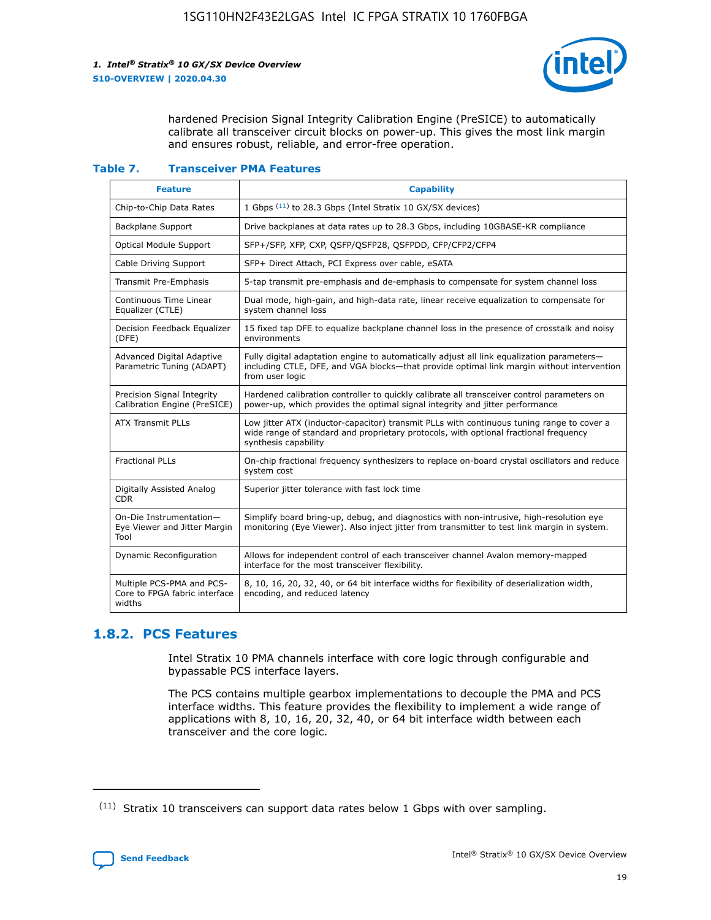hardened Precision Signal Integrity Calibration Engine (PreSICE) to automatically calibrate all transceiver circuit blocks on power-up. This gives the most link margin and ensures robust, reliable, and error-free operation.

**Table 7. Transceiver PMA Features**

| Feature | Capability |
| --- | --- |
| Chip-to-Chip Data Rates | 1 Gbps [11] to 28.3 Gbps (Intel Stratix 10 GX/SX devices) |
| Backplane Support | Drive backplanes at data rates up to 28.3 Gbps, including 10GBASE-KR compliance |
| Optical Module Support | SFP+/SFP, XFP, CXP, QSFP/QSFP28, QSFPDD, CFP/CFP2/CFP4 |
| Cable Driving Support | SFP+ Direct Attach, PCI Express over cable, eSATA |
| Transmit Pre-Emphasis | 5-tap transmit pre-emphasis and de-emphasis to compensate for system channel loss |
| Continuous Time Linear Equalizer (CTLE) | Dual mode, high-gain, and high-data rate, linear receive equalization to compensate for system channel loss |
| Decision Feedback Equalizer (DFE) | 15 fixed tap DFE to equalize backplane channel loss in the presence of crosstalk and noisy environments |
| Advanced Digital Adaptive Parametric Tuning (ADAPT) | Fully digital adaptation engine to automatically adjust all link equalization parameters—including CTLE, DFE, and VGA blocks—that provide optimal link margin without intervention from user logic |
| Precision Signal Integrity Calibration Engine (PreSICE) | Hardened calibration controller to quickly calibrate all transceiver control parameters on power-up, which provides the optimal signal integrity and jitter performance |
| ATX Transmit PLLs | Low jitter ATX (inductor-capacitor) transmit PLLs with continuous tuning range to cover a wide range of standard and proprietary protocols, with optional fractional frequency synthesis capability |
| Fractional PLLs | On-chip fractional frequency synthesizers to replace on-board crystal oscillators and reduce system cost |
| Digitally Assisted Analog CDR | Superior jitter tolerance with fast lock time |
| On-Die Instrumentation—Eye Viewer and Jitter Margin Tool | Simplify board bring-up, debug, and diagnostics with non-intrusive, high-resolution eye monitoring (Eye Viewer). Also inject jitter from transmitter to test link margin in system. |
| Dynamic Reconfiguration | Allows for independent control of each transceiver channel Avalon memory-mapped interface for the most transceiver flexibility. |
| Multiple PCS-PMA and PCS-Core to FPGA fabric interface widths | 8, 10, 16, 20, 32, 40, or 64 bit interface widths for flexibility of deserialization width, encoding, and reduced latency |

## 1.8.2. PCS Features

Intel Stratix 10 PMA channels interface with core logic through configurable and bypassable PCS interface layers.

The PCS contains multiple gearbox implementations to decouple the PMA and PCS interface widths. This feature provides the flexibility to implement a wide range of applications with 8, 10, 16, 20, 32, 40, or 64 bit interface width between each transceiver and the core logic.

(11) Stratix 10 transceivers can support data rates below 1 Gbps with over sampling.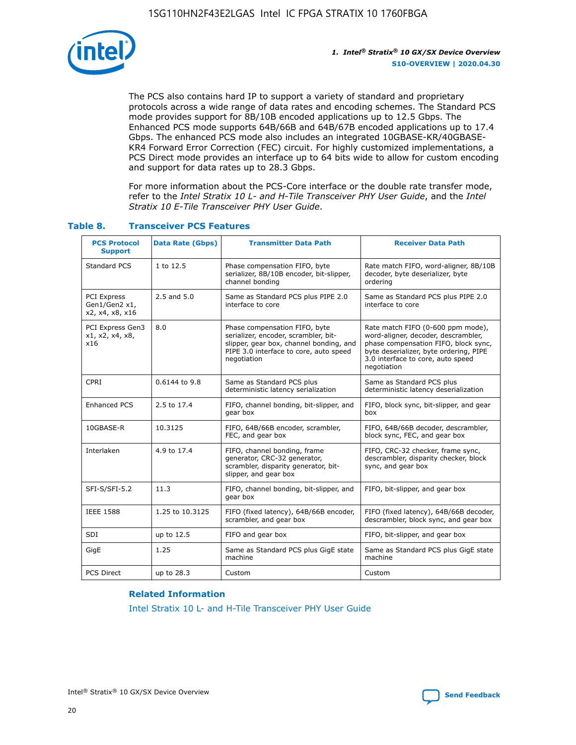The PCS also contains hard IP to support a variety of standard and proprietary protocols across a wide range of data rates and encoding schemes. The Standard PCS mode provides support for 8B/10B encoded applications up to 12.5 Gbps. The Enhanced PCS mode supports 64B/66B and 64B/67B encoded applications up to 17.4 Gbps. The enhanced PCS mode also includes an integrated 10GBASE-KR/40GBASE-KR4 Forward Error Correction (FEC) circuit. For highly customized implementations, a PCS Direct mode provides an interface up to 64 bits wide to allow for custom encoding and support for data rates up to 28.3 Gbps.

For more information about the PCS-Core interface or the double rate transfer mode, refer to the *Intel Stratix 10 L- and H-Tile Transceiver PHY User Guide*, and the *Intel Stratix 10 E-Tile Transceiver PHY User Guide*.

### Table 8. Transceiver PCS Features

| PCS Protocol Support | Data Rate (Gbps) | Transmitter Data Path | Receiver Data Path |
|---|---|---|---|
| Standard PCS | 1 to 12.5 | Phase compensation FIFO, byte serializer, 8B/10B encoder, bit-slipper, channel bonding | Rate match FIFO, word-aligner, 8B/10B decoder, byte deserializer, byte ordering |
| PCI Express Gen1/Gen2 x1, x2, x4, x8, x16 | 2.5 and 5.0 | Same as Standard PCS plus PIPE 2.0 interface to core | Same as Standard PCS plus PIPE 2.0 interface to core |
| PCI Express Gen3 x1, x2, x4, x8, x16 | 8.0 | Phase compensation FIFO, byte serializer, encoder, scrambler, bit-slipper, gear box, channel bonding, and PIPE 3.0 interface to core, auto speed negotiation | Rate match FIFO (0-600 ppm mode), word-aligner, decoder, descrambler, phase compensation FIFO, block sync, byte deserializer, byte ordering, PIPE 3.0 interface to core, auto speed negotiation |
| CPRI | 0.6144 to 9.8 | Same as Standard PCS plus deterministic latency serialization | Same as Standard PCS plus deterministic latency deserialization |
| Enhanced PCS | 2.5 to 17.4 | FIFO, channel bonding, bit-slipper, and gear box | FIFO, block sync, bit-slipper, and gear box |
| 10GBASE-R | 10.3125 | FIFO, 64B/66B encoder, scrambler, FEC, and gear box | FIFO, 64B/66B decoder, descrambler, block sync, FEC, and gear box |
| Interlaken | 4.9 to 17.4 | FIFO, channel bonding, frame generator, CRC-32 generator, scrambler, disparity generator, bit-slipper, and gear box | FIFO, CRC-32 checker, frame sync, descrambler, disparity checker, block sync, and gear box |
| SFI-S/SFI-5.2 | 11.3 | FIFO, channel bonding, bit-slipper, and gear box | FIFO, bit-slipper, and gear box |
| IEEE 1588 | 1.25 to 10.3125 | FIFO (fixed latency), 64B/66B encoder, scrambler, and gear box | FIFO (fixed latency), 64B/66B decoder, descrambler, block sync, and gear box |
| SDI | up to 12.5 | FIFO and gear box | FIFO, bit-slipper, and gear box |
| GigE | 1.25 | Same as Standard PCS plus GigE state machine | Same as Standard PCS plus GigE state machine |
| PCS Direct | up to 28.3 | Custom | Custom |

#### Related Information

Intel Stratix 10 L- and H-Tile Transceiver PHY User Guide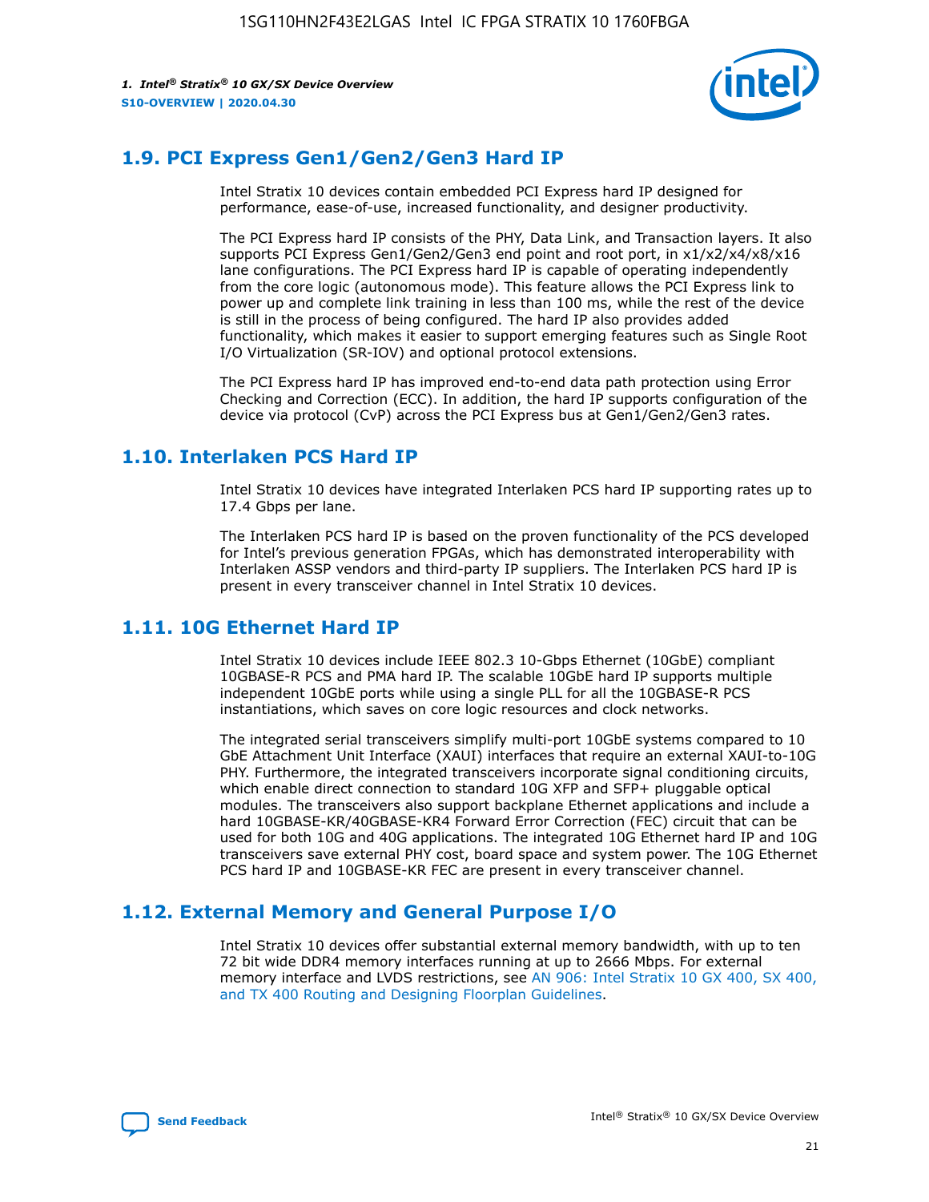## 1.9. PCI Express Gen1/Gen2/Gen3 Hard IP

Intel Stratix 10 devices contain embedded PCI Express hard IP designed for performance, ease-of-use, increased functionality, and designer productivity.

The PCI Express hard IP consists of the PHY, Data Link, and Transaction layers. It also supports PCI Express Gen1/Gen2/Gen3 end point and root port, in x1/x2/x4/x8/x16 lane configurations. The PCI Express hard IP is capable of operating independently from the core logic (autonomous mode). This feature allows the PCI Express link to power up and complete link training in less than 100 ms, while the rest of the device is still in the process of being configured. The hard IP also provides added functionality, which makes it easier to support emerging features such as Single Root I/O Virtualization (SR-IOV) and optional protocol extensions.

The PCI Express hard IP has improved end-to-end data path protection using Error Checking and Correction (ECC). In addition, the hard IP supports configuration of the device via protocol (CvP) across the PCI Express bus at Gen1/Gen2/Gen3 rates.

## 1.10. Interlaken PCS Hard IP

Intel Stratix 10 devices have integrated Interlaken PCS hard IP supporting rates up to 17.4 Gbps per lane.

The Interlaken PCS hard IP is based on the proven functionality of the PCS developed for Intel's previous generation FPGAs, which has demonstrated interoperability with Interlaken ASSP vendors and third-party IP suppliers. The Interlaken PCS hard IP is present in every transceiver channel in Intel Stratix 10 devices.

## 1.11. 10G Ethernet Hard IP

Intel Stratix 10 devices include IEEE 802.3 10-Gbps Ethernet (10GbE) compliant 10GBASE-R PCS and PMA hard IP. The scalable 10GbE hard IP supports multiple independent 10GbE ports while using a single PLL for all the 10GBASE-R PCS instantiations, which saves on core logic resources and clock networks.

The integrated serial transceivers simplify multi-port 10GbE systems compared to 10 GbE Attachment Unit Interface (XAUI) interfaces that require an external XAUI-to-10G PHY. Furthermore, the integrated transceivers incorporate signal conditioning circuits, which enable direct connection to standard 10G XFP and SFP+ pluggable optical modules. The transceivers also support backplane Ethernet applications and include a hard 10GBASE-KR/40GBASE-KR4 Forward Error Correction (FEC) circuit that can be used for both 10G and 40G applications. The integrated 10G Ethernet hard IP and 10G transceivers save external PHY cost, board space and system power. The 10G Ethernet PCS hard IP and 10GBASE-KR FEC are present in every transceiver channel.

## 1.12. External Memory and General Purpose I/O

Intel Stratix 10 devices offer substantial external memory bandwidth, with up to ten 72 bit wide DDR4 memory interfaces running at up to 2666 Mbps. For external memory interface and LVDS restrictions, see AN 906: Intel Stratix 10 GX 400, SX 400, and TX 400 Routing and Designing Floorplan Guidelines.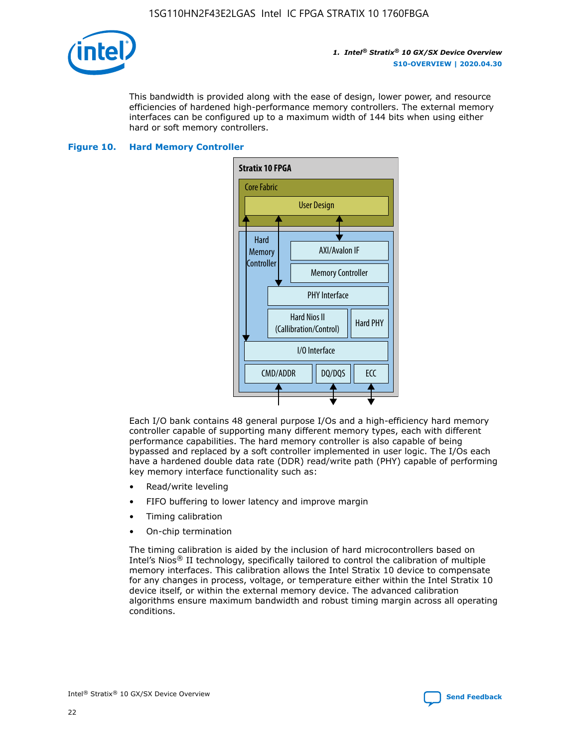This bandwidth is provided along with the ease of design, lower power, and resource efficiencies of hardened high-performance memory controllers. The external memory interfaces can be configured up to a maximum width of 144 bits when using either hard or soft memory controllers.

**Figure 10. Hard Memory Controller**

Each I/O bank contains 48 general purpose I/Os and a high-efficiency hard memory controller capable of supporting many different memory types, each with different performance capabilities. The hard memory controller is also capable of being bypassed and replaced by a soft controller implemented in user logic. The I/Os each have a hardened double data rate (DDR) read/write path (PHY) capable of performing key memory interface functionality such as:

- Read/write leveling
- FIFO buffering to lower latency and improve margin
- Timing calibration
- On-chip termination

The timing calibration is aided by the inclusion of hard microcontrollers based on Intel's Nios® II technology, specifically tailored to control the calibration of multiple memory interfaces. This calibration allows the Intel Stratix 10 device to compensate for any changes in process, voltage, or temperature either within the Intel Stratix 10 device itself, or within the external memory device. The advanced calibration algorithms ensure maximum bandwidth and robust timing margin across all operating conditions.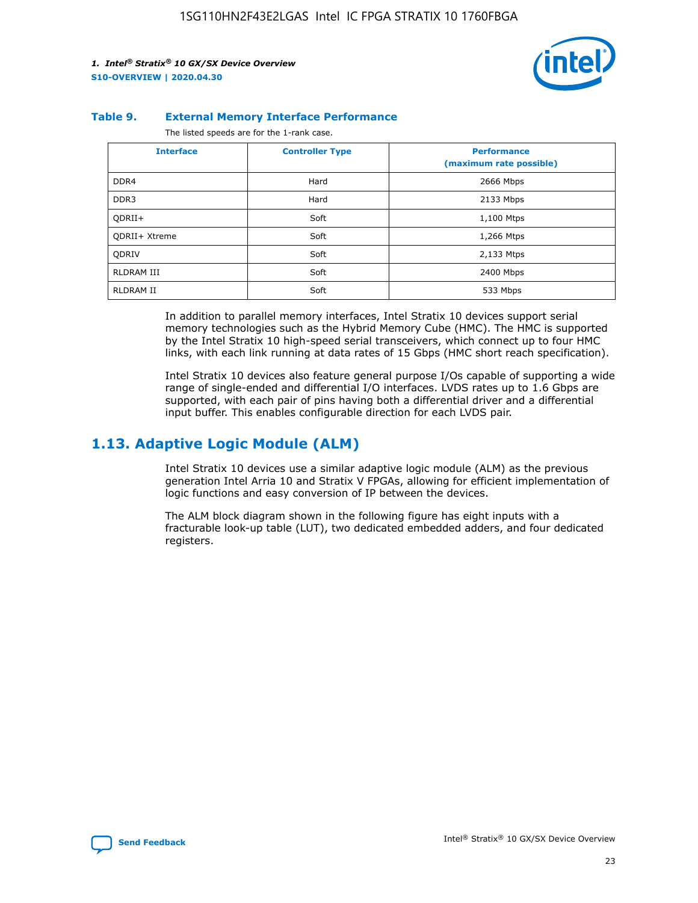#### Table 9. External Memory Interface Performance

The listed speeds are for the 1-rank case.

| Interface | Controller Type | Performance (maximum rate possible) |
| --- | --- | --- |
| DDR4 | Hard | 2666 Mbps |
| DDR3 | Hard | 2133 Mbps |
| QDRII+ | Soft | 1,100 Mtps |
| QDRII+ Xtreme | Soft | 1,266 Mtps |
| QDRIV | Soft | 2,133 Mtps |
| RLDRAM III | Soft | 2400 Mbps |
| RLDRAM II | Soft | 533 Mbps |

In addition to parallel memory interfaces, Intel Stratix 10 devices support serial memory technologies such as the Hybrid Memory Cube (HMC). The HMC is supported by the Intel Stratix 10 high-speed serial transceivers, which connect up to four HMC links, with each link running at data rates of 15 Gbps (HMC short reach specification).

Intel Stratix 10 devices also feature general purpose I/Os capable of supporting a wide range of single-ended and differential I/O interfaces. LVDS rates up to 1.6 Gbps are supported, with each pair of pins having both a differential driver and a differential input buffer. This enables configurable direction for each LVDS pair.

## 1.13. Adaptive Logic Module (ALM)

Intel Stratix 10 devices use a similar adaptive logic module (ALM) as the previous generation Intel Arria 10 and Stratix V FPGAs, allowing for efficient implementation of logic functions and easy conversion of IP between the devices.

The ALM block diagram shown in the following figure has eight inputs with a fracturable look-up table (LUT), two dedicated embedded adders, and four dedicated registers.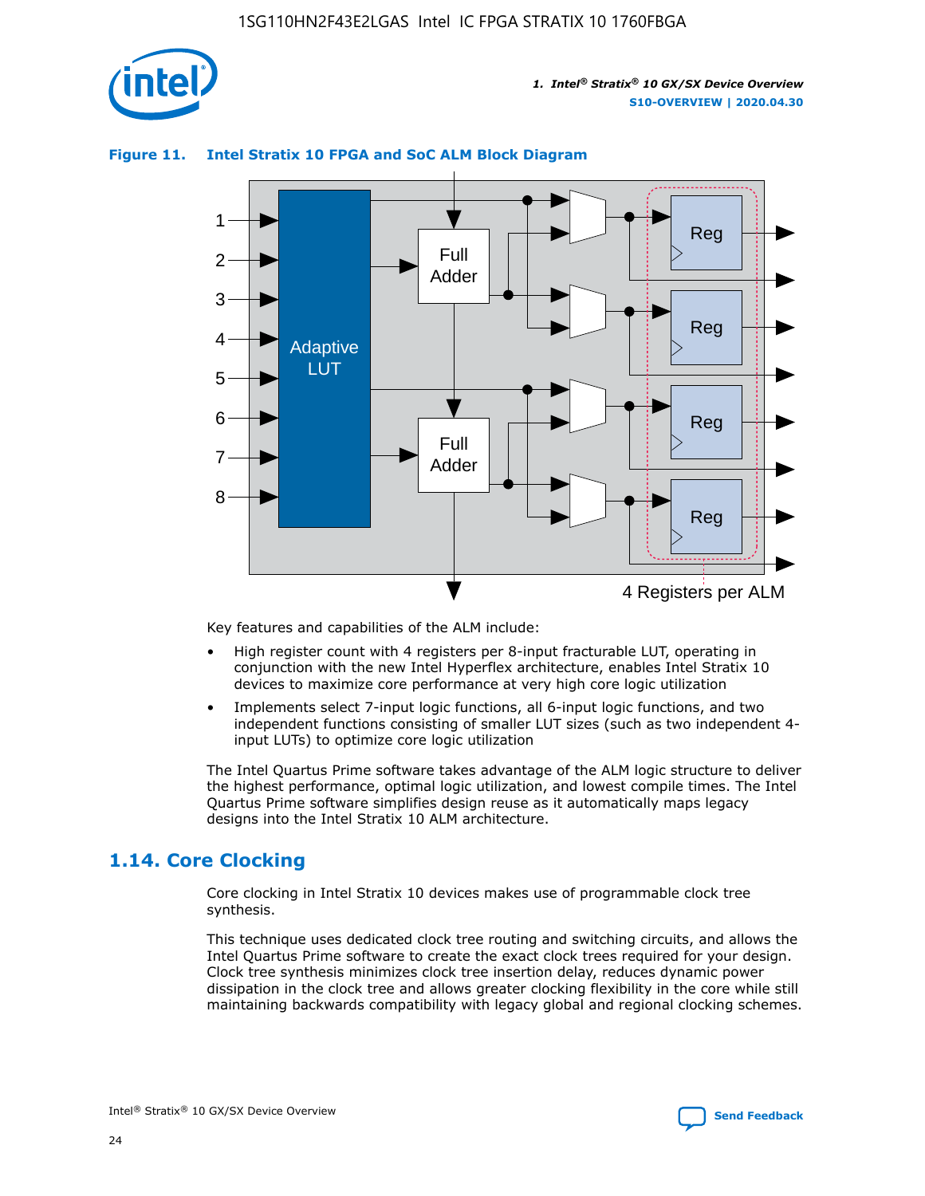**Figure 11. Intel Stratix 10 FPGA and SoC ALM Block Diagram**

Key features and capabilities of the ALM include:

- High register count with 4 registers per 8-input fracturable LUT, operating in conjunction with the new Intel Hyperflex architecture, enables Intel Stratix 10 devices to maximize core performance at very high core logic utilization
- Implements select 7-input logic functions, all 6-input logic functions, and two independent functions consisting of smaller LUT sizes (such as two independent 4-input LUTs) to optimize core logic utilization

The Intel Quartus Prime software takes advantage of the ALM logic structure to deliver the highest performance, optimal logic utilization, and lowest compile times. The Intel Quartus Prime software simplifies design reuse as it automatically maps legacy designs into the Intel Stratix 10 ALM architecture.

## 1.14. Core Clocking

Core clocking in Intel Stratix 10 devices makes use of programmable clock tree synthesis.

This technique uses dedicated clock tree routing and switching circuits, and allows the Intel Quartus Prime software to create the exact clock trees required for your design. Clock tree synthesis minimizes clock tree insertion delay, reduces dynamic power dissipation in the clock tree and allows greater clocking flexibility in the core while still maintaining backwards compatibility with legacy global and regional clocking schemes.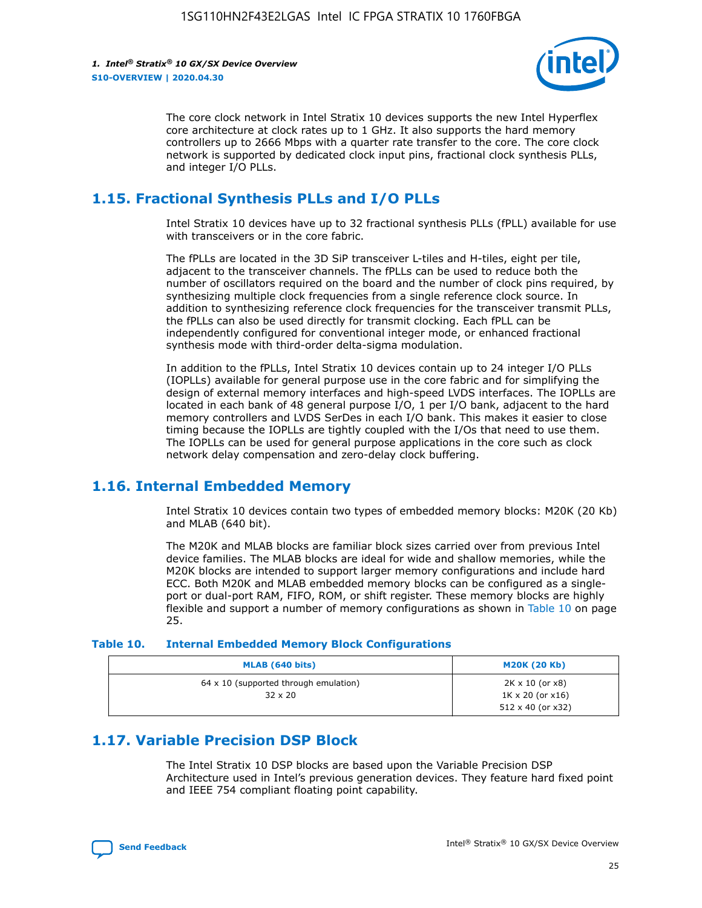The core clock network in Intel Stratix 10 devices supports the new Intel Hyperflex core architecture at clock rates up to 1 GHz. It also supports the hard memory controllers up to 2666 Mbps with a quarter rate transfer to the core. The core clock network is supported by dedicated clock input pins, fractional clock synthesis PLLs, and integer I/O PLLs.

## 1.15. Fractional Synthesis PLLs and I/O PLLs

Intel Stratix 10 devices have up to 32 fractional synthesis PLLs (fPLL) available for use with transceivers or in the core fabric.

The fPLLs are located in the 3D SiP transceiver L-tiles and H-tiles, eight per tile, adjacent to the transceiver channels. The fPLLs can be used to reduce both the number of oscillators required on the board and the number of clock pins required, by synthesizing multiple clock frequencies from a single reference clock source. In addition to synthesizing reference clock frequencies for the transceiver transmit PLLs, the fPLLs can also be used directly for transmit clocking. Each fPLL can be independently configured for conventional integer mode, or enhanced fractional synthesis mode with third-order delta-sigma modulation.

In addition to the fPLLs, Intel Stratix 10 devices contain up to 24 integer I/O PLLs (IOPLLs) available for general purpose use in the core fabric and for simplifying the design of external memory interfaces and high-speed LVDS interfaces. The IOPLLs are located in each bank of 48 general purpose I/O, 1 per I/O bank, adjacent to the hard memory controllers and LVDS SerDes in each I/O bank. This makes it easier to close timing because the IOPLLs are tightly coupled with the I/Os that need to use them. The IOPLLs can be used for general purpose applications in the core such as clock network delay compensation and zero-delay clock buffering.

## 1.16. Internal Embedded Memory

Intel Stratix 10 devices contain two types of embedded memory blocks: M20K (20 Kb) and MLAB (640 bit).

The M20K and MLAB blocks are familiar block sizes carried over from previous Intel device families. The MLAB blocks are ideal for wide and shallow memories, while the M20K blocks are intended to support larger memory configurations and include hard ECC. Both M20K and MLAB embedded memory blocks can be configured as a single-port or dual-port RAM, FIFO, ROM, or shift register. These memory blocks are highly flexible and support a number of memory configurations as shown in Table 10 on page 25.

**Table 10. Internal Embedded Memory Block Configurations**

| MLAB (640 bits) | M20K (20 Kb) |
| --- | --- |
| 64 x 10 (supported through emulation)<br>32 x 20 | 2K x 10 (or x8)<br>1K x 20 (or x16)<br>512 x 40 (or x32) |

## 1.17. Variable Precision DSP Block

The Intel Stratix 10 DSP blocks are based upon the Variable Precision DSP Architecture used in Intel's previous generation devices. They feature hard fixed point and IEEE 754 compliant floating point capability.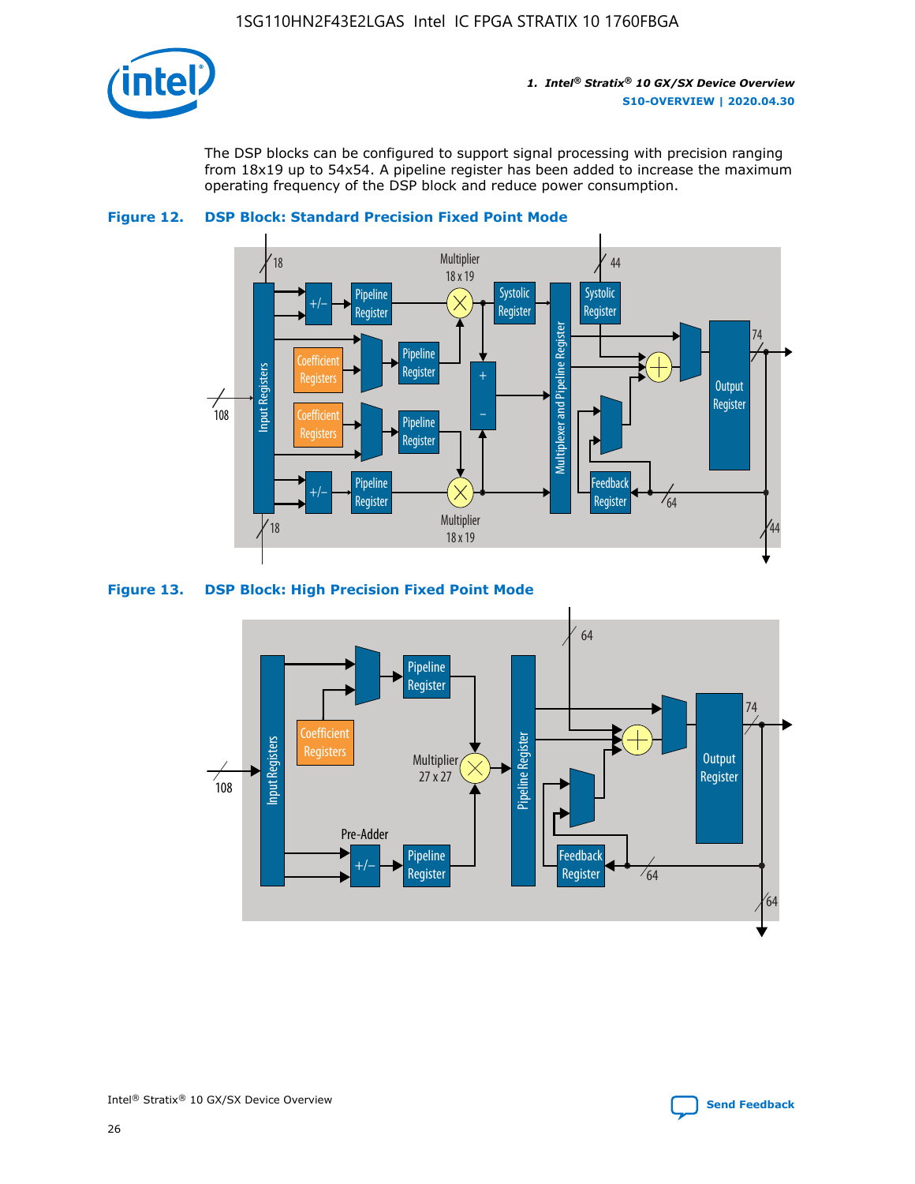The DSP blocks can be configured to support signal processing with precision ranging from 18x19 up to 54x54. A pipeline register has been added to increase the maximum operating frequency of the DSP block and reduce power consumption.

**Figure 12. DSP Block: Standard Precision Fixed Point Mode**

**Figure 13. DSP Block: High Precision Fixed Point Mode**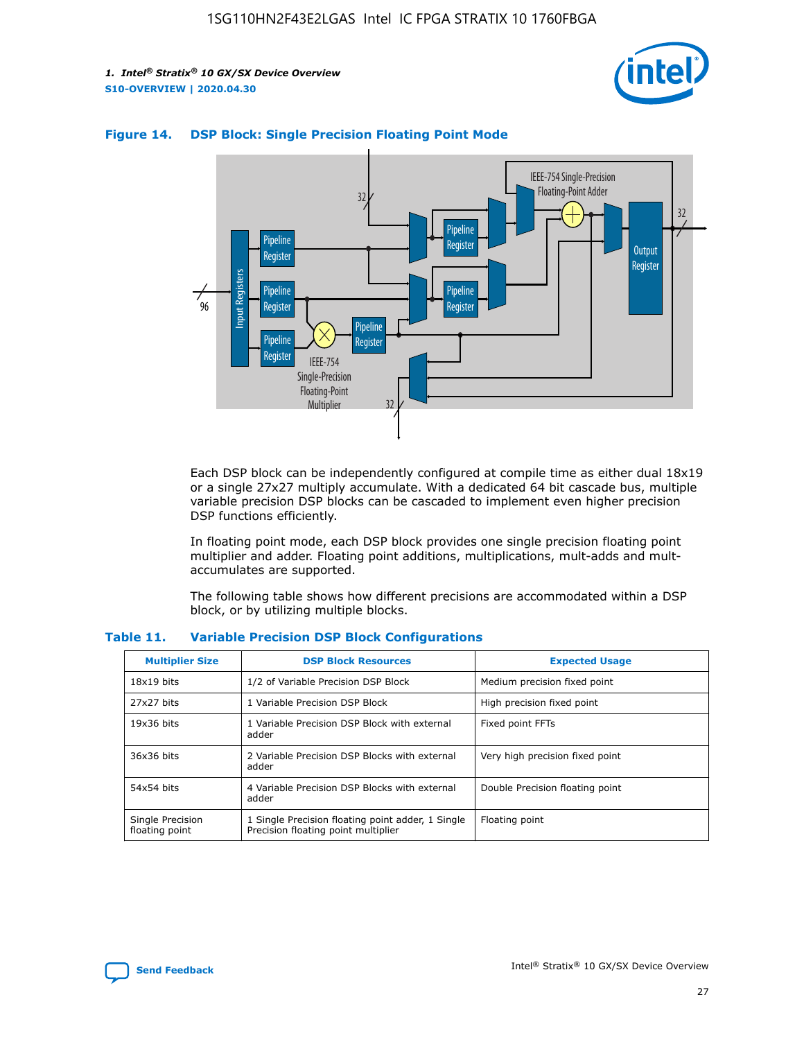#### Figure 14. DSP Block: Single Precision Floating Point Mode

Each DSP block can be independently configured at compile time as either dual 18x19 or a single 27x27 multiply accumulate. With a dedicated 64 bit cascade bus, multiple variable precision DSP blocks can be cascaded to implement even higher precision DSP functions efficiently.

In floating point mode, each DSP block provides one single precision floating point multiplier and adder. Floating point additions, multiplications, mult-adds and mult-accumulates are supported.

The following table shows how different precisions are accommodated within a DSP block, or by utilizing multiple blocks.

#### Table 11. Variable Precision DSP Block Configurations

| Multiplier Size | DSP Block Resources | Expected Usage |
|---|---|---|
| 18x19 bits | 1/2 of Variable Precision DSP Block | Medium precision fixed point |
| 27x27 bits | 1 Variable Precision DSP Block | High precision fixed point |
| 19x36 bits | 1 Variable Precision DSP Block with external adder | Fixed point FFTs |
| 36x36 bits | 2 Variable Precision DSP Blocks with external adder | Very high precision fixed point |
| 54x54 bits | 4 Variable Precision DSP Blocks with external adder | Double Precision floating point |
| Single Precision floating point | 1 Single Precision floating point adder, 1 Single Precision floating point multiplier | Floating point |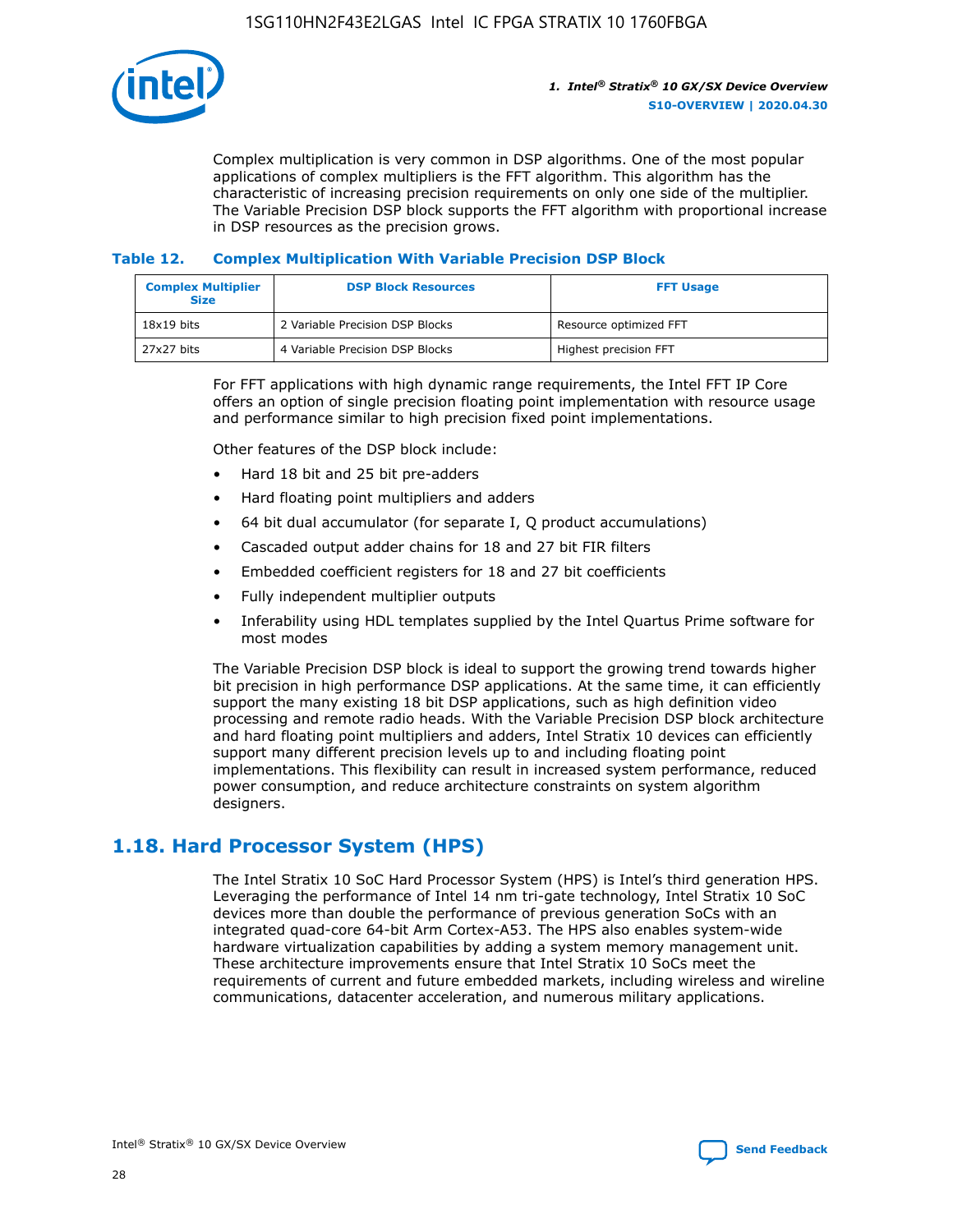Complex multiplication is very common in DSP algorithms. One of the most popular applications of complex multipliers is the FFT algorithm. This algorithm has the characteristic of increasing precision requirements on only one side of the multiplier. The Variable Precision DSP block supports the FFT algorithm with proportional increase in DSP resources as the precision grows.

**Table 12. Complex Multiplication With Variable Precision DSP Block**

| Complex Multiplier Size | DSP Block Resources | FFT Usage |
| --- | --- | --- |
| 18x19 bits | 2 Variable Precision DSP Blocks | Resource optimized FFT |
| 27x27 bits | 4 Variable Precision DSP Blocks | Highest precision FFT |

For FFT applications with high dynamic range requirements, the Intel FFT IP Core offers an option of single precision floating point implementation with resource usage and performance similar to high precision fixed point implementations.

Other features of the DSP block include:

- Hard 18 bit and 25 bit pre-adders
- Hard floating point multipliers and adders
- 64 bit dual accumulator (for separate I, Q product accumulations)
- Cascaded output adder chains for 18 and 27 bit FIR filters
- Embedded coefficient registers for 18 and 27 bit coefficients
- Fully independent multiplier outputs
- Inferability using HDL templates supplied by the Intel Quartus Prime software for most modes

The Variable Precision DSP block is ideal to support the growing trend towards higher bit precision in high performance DSP applications. At the same time, it can efficiently support the many existing 18 bit DSP applications, such as high definition video processing and remote radio heads. With the Variable Precision DSP block architecture and hard floating point multipliers and adders, Intel Stratix 10 devices can efficiently support many different precision levels up to and including floating point implementations. This flexibility can result in increased system performance, reduced power consumption, and reduce architecture constraints on system algorithm designers.

## 1.18. Hard Processor System (HPS)

The Intel Stratix 10 SoC Hard Processor System (HPS) is Intel's third generation HPS. Leveraging the performance of Intel 14 nm tri-gate technology, Intel Stratix 10 SoC devices more than double the performance of previous generation SoCs with an integrated quad-core 64-bit Arm Cortex-A53. The HPS also enables system-wide hardware virtualization capabilities by adding a system memory management unit. These architecture improvements ensure that Intel Stratix 10 SoCs meet the requirements of current and future embedded markets, including wireless and wireline communications, datacenter acceleration, and numerous military applications.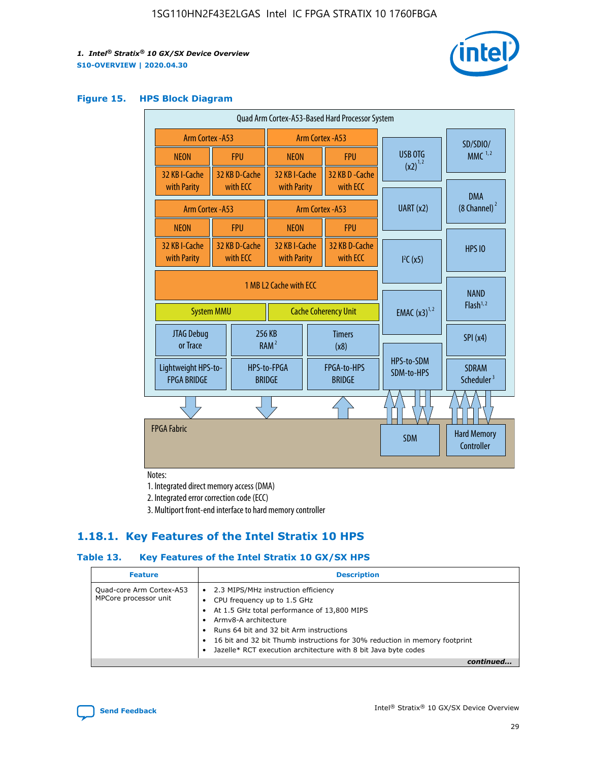**Figure 15. HPS Block Diagram**

Quad Arm Cortex-A53-Based Hard Processor System

| Arm Cortex-A53 | | Arm Cortex-A53 | |
|---|---|---|---|
| NEON | FPU | NEON | FPU |
| 32 KB I-Cache with Parity | 32 KB D-Cache with ECC | 32 KB I-Cache with Parity | 32 KB D-Cache with ECC |

| Arm Cortex-A53 | | Arm Cortex-A53 | |
|---|---|---|---|
| NEON | FPU | NEON | FPU |
| 32 KB I-Cache with Parity | 32 KB D-Cache with ECC | 32 KB I-Cache with Parity | 32 KB D-Cache with ECC |

1 MB L2 Cache with ECC

System MMU | Cache Coherency Unit

JTAG Debug or Trace | 256 KB RAM [2] | Timers (x8)

Lightweight HPS-to-FPGA BRIDGE | HPS-to-FPGA BRIDGE | FPGA-to-HPS BRIDGE

USB OTG (x2) [1,2] | UART (x2) | I²C (x5) | EMAC (x3) [1,2] | HPS-to-SDM SDM-to-HPS

SD/SDIO/MMC [1,2] | DMA (8 Channel) [2] | HPS IO | NAND Flash [1,2] | SPI (x4) | SDRAM Scheduler [3]

FPGA Fabric | SDM | Hard Memory Controller

Notes:

1. Integrated direct memory access (DMA)
2. Integrated error correction code (ECC)
3. Multiport front-end interface to hard memory controller

## 1.18.1. Key Features of the Intel Stratix 10 HPS

**Table 13. Key Features of the Intel Stratix 10 GX/SX HPS**

| Feature | Description |
|---|---|
| Quad-core Arm Cortex-A53 MPCore processor unit | • 2.3 MIPS/MHz instruction efficiency<br>• CPU frequency up to 1.5 GHz<br>• At 1.5 GHz total performance of 13,800 MIPS<br>• Armv8-A architecture<br>• Runs 64 bit and 32 bit Arm instructions<br>• 16 bit and 32 bit Thumb instructions for 30% reduction in memory footprint<br>• Jazelle* RCT execution architecture with 8 bit Java byte codes |

*continued...*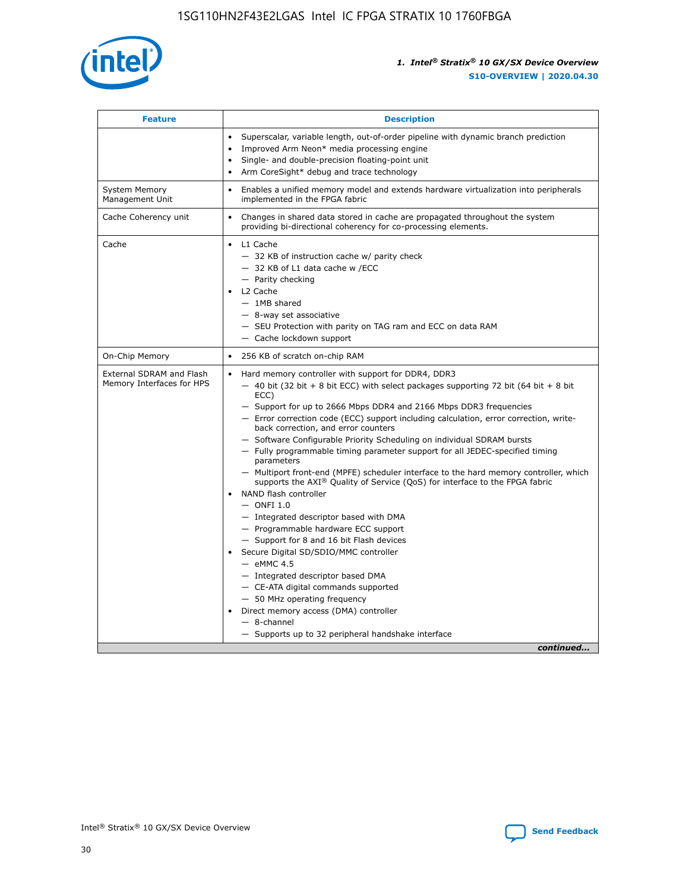| Feature | Description |
| --- | --- |
| | • Superscalar, variable length, out-of-order pipeline with dynamic branch prediction<br>• Improved Arm Neon* media processing engine<br>• Single- and double-precision floating-point unit<br>• Arm CoreSight* debug and trace technology |
| System Memory Management Unit | • Enables a unified memory model and extends hardware virtualization into peripherals implemented in the FPGA fabric |
| Cache Coherency unit | • Changes in shared data stored in cache are propagated throughout the system providing bi-directional coherency for co-processing elements. |
| Cache | • L1 Cache<br>— 32 KB of instruction cache w/ parity check<br>— 32 KB of L1 data cache w /ECC<br>— Parity checking<br>• L2 Cache<br>— 1MB shared<br>— 8-way set associative<br>— SEU Protection with parity on TAG ram and ECC on data RAM<br>— Cache lockdown support |
| On-Chip Memory | • 256 KB of scratch on-chip RAM |
| External SDRAM and Flash Memory Interfaces for HPS | • Hard memory controller with support for DDR4, DDR3<br>— 40 bit (32 bit + 8 bit ECC) with select packages supporting 72 bit (64 bit + 8 bit ECC)<br>— Support for up to 2666 Mbps DDR4 and 2166 Mbps DDR3 frequencies<br>— Error correction code (ECC) support including calculation, error correction, write-back correction, and error counters<br>— Software Configurable Priority Scheduling on individual SDRAM bursts<br>— Fully programmable timing parameter support for all JEDEC-specified timing parameters<br>— Multiport front-end (MPFE) scheduler interface to the hard memory controller, which supports the AXI® Quality of Service (QoS) for interface to the FPGA fabric<br>• NAND flash controller<br>— ONFI 1.0<br>— Integrated descriptor based with DMA<br>— Programmable hardware ECC support<br>— Support for 8 and 16 bit Flash devices<br>• Secure Digital SD/SDIO/MMC controller<br>— eMMC 4.5<br>— Integrated descriptor based DMA<br>— CE-ATA digital commands supported<br>— 50 MHz operating frequency<br>• Direct memory access (DMA) controller<br>— 8-channel<br>— Supports up to 32 peripheral handshake interface |

*continued...*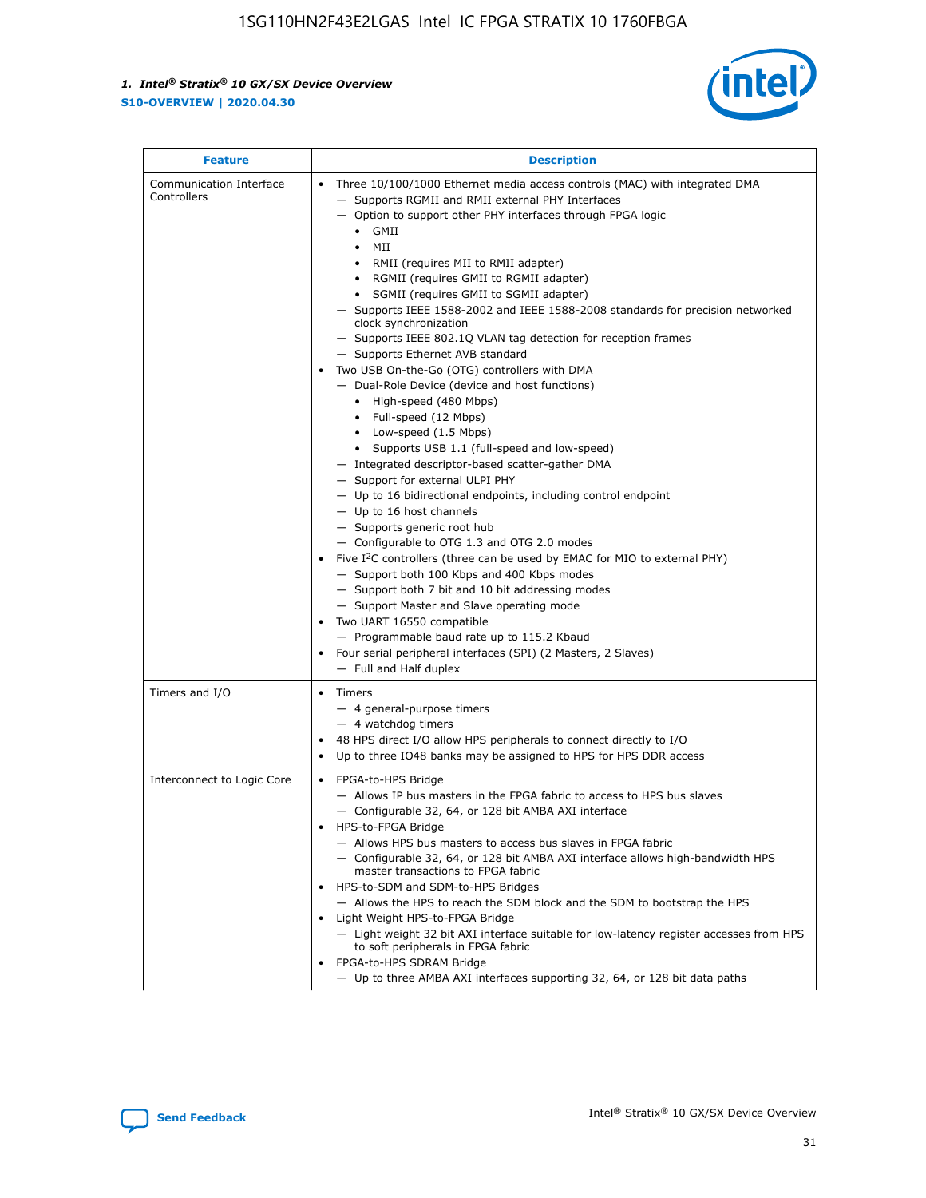| Feature | Description |
| --- | --- |
| Communication Interface Controllers | • Three 10/100/1000 Ethernet media access controls (MAC) with integrated DMA<br>— Supports RGMII and RMII external PHY Interfaces<br>— Option to support other PHY interfaces through FPGA logic<br>• GMII<br>• MII<br>• RMII (requires MII to RMII adapter)<br>• RGMII (requires GMII to RGMII adapter)<br>• SGMII (requires GMII to SGMII adapter)<br>— Supports IEEE 1588-2002 and IEEE 1588-2008 standards for precision networked clock synchronization<br>— Supports IEEE 802.1Q VLAN tag detection for reception frames<br>— Supports Ethernet AVB standard<br>• Two USB On-the-Go (OTG) controllers with DMA<br>— Dual-Role Device (device and host functions)<br>• High-speed (480 Mbps)<br>• Full-speed (12 Mbps)<br>• Low-speed (1.5 Mbps)<br>• Supports USB 1.1 (full-speed and low-speed)<br>— Integrated descriptor-based scatter-gather DMA<br>— Support for external ULPI PHY<br>— Up to 16 bidirectional endpoints, including control endpoint<br>— Up to 16 host channels<br>— Supports generic root hub<br>— Configurable to OTG 1.3 and OTG 2.0 modes<br>• Five I²C controllers (three can be used by EMAC for MIO to external PHY)<br>— Support both 100 Kbps and 400 Kbps modes<br>— Support both 7 bit and 10 bit addressing modes<br>— Support Master and Slave operating mode<br>• Two UART 16550 compatible<br>— Programmable baud rate up to 115.2 Kbaud<br>• Four serial peripheral interfaces (SPI) (2 Masters, 2 Slaves)<br>— Full and Half duplex |
| Timers and I/O | • Timers<br>— 4 general-purpose timers<br>— 4 watchdog timers<br>• 48 HPS direct I/O allow HPS peripherals to connect directly to I/O<br>• Up to three IO48 banks may be assigned to HPS for HPS DDR access |
| Interconnect to Logic Core | • FPGA-to-HPS Bridge<br>— Allows IP bus masters in the FPGA fabric to access to HPS bus slaves<br>— Configurable 32, 64, or 128 bit AMBA AXI interface<br>• HPS-to-FPGA Bridge<br>— Allows HPS bus masters to access bus slaves in FPGA fabric<br>— Configurable 32, 64, or 128 bit AMBA AXI interface allows high-bandwidth HPS master transactions to FPGA fabric<br>• HPS-to-SDM and SDM-to-HPS Bridges<br>— Allows the HPS to reach the SDM block and the SDM to bootstrap the HPS<br>• Light Weight HPS-to-FPGA Bridge<br>— Light weight 32 bit AXI interface suitable for low-latency register accesses from HPS to soft peripherals in FPGA fabric<br>• FPGA-to-HPS SDRAM Bridge<br>— Up to three AMBA AXI interfaces supporting 32, 64, or 128 bit data paths |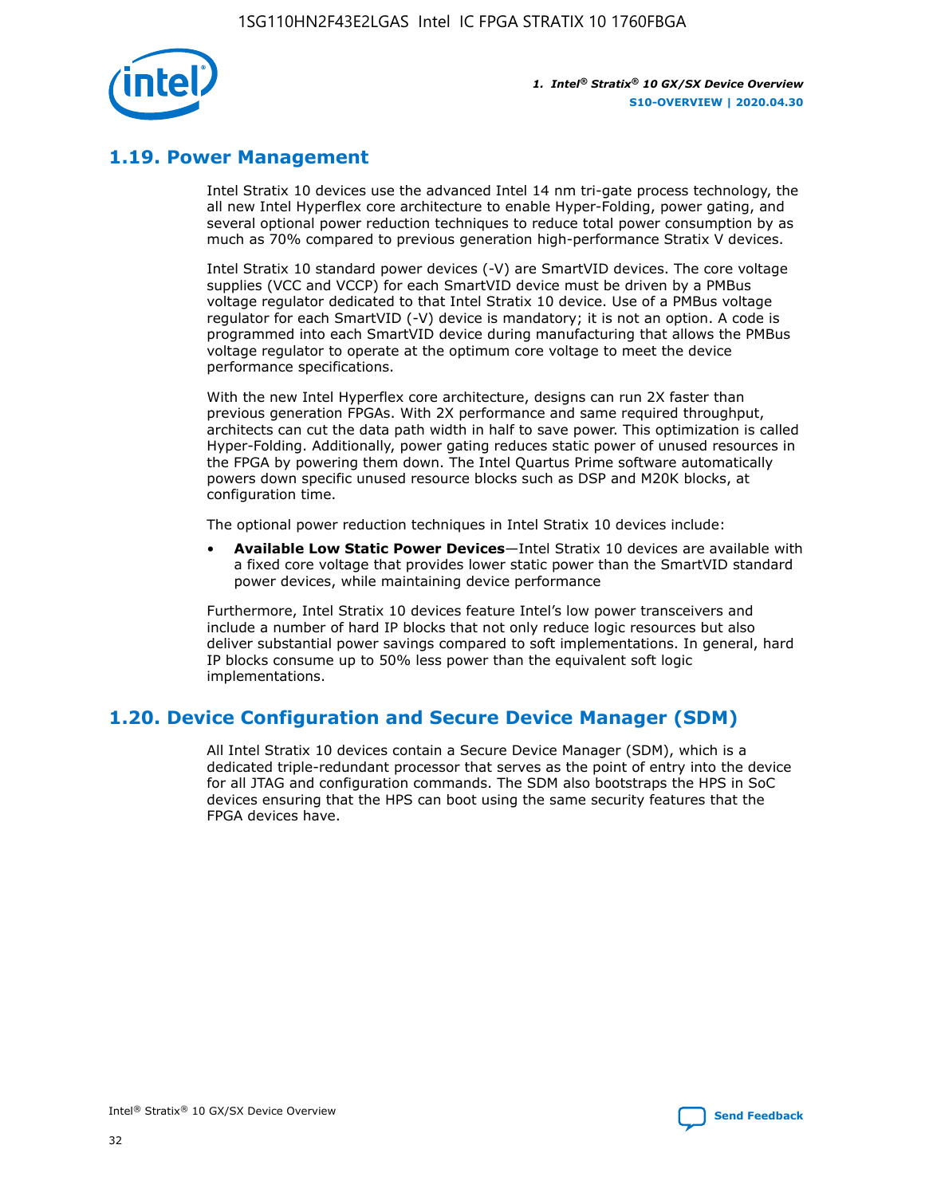## 1.19. Power Management

Intel Stratix 10 devices use the advanced Intel 14 nm tri-gate process technology, the all new Intel Hyperflex core architecture to enable Hyper-Folding, power gating, and several optional power reduction techniques to reduce total power consumption by as much as 70% compared to previous generation high-performance Stratix V devices.

Intel Stratix 10 standard power devices (-V) are SmartVID devices. The core voltage supplies (VCC and VCCP) for each SmartVID device must be driven by a PMBus voltage regulator dedicated to that Intel Stratix 10 device. Use of a PMBus voltage regulator for each SmartVID (-V) device is mandatory; it is not an option. A code is programmed into each SmartVID device during manufacturing that allows the PMBus voltage regulator to operate at the optimum core voltage to meet the device performance specifications.

With the new Intel Hyperflex core architecture, designs can run 2X faster than previous generation FPGAs. With 2X performance and same required throughput, architects can cut the data path width in half to save power. This optimization is called Hyper-Folding. Additionally, power gating reduces static power of unused resources in the FPGA by powering them down. The Intel Quartus Prime software automatically powers down specific unused resource blocks such as DSP and M20K blocks, at configuration time.

The optional power reduction techniques in Intel Stratix 10 devices include:

- **Available Low Static Power Devices**—Intel Stratix 10 devices are available with a fixed core voltage that provides lower static power than the SmartVID standard power devices, while maintaining device performance

Furthermore, Intel Stratix 10 devices feature Intel's low power transceivers and include a number of hard IP blocks that not only reduce logic resources but also deliver substantial power savings compared to soft implementations. In general, hard IP blocks consume up to 50% less power than the equivalent soft logic implementations.

## 1.20. Device Configuration and Secure Device Manager (SDM)

All Intel Stratix 10 devices contain a Secure Device Manager (SDM), which is a dedicated triple-redundant processor that serves as the point of entry into the device for all JTAG and configuration commands. The SDM also bootstraps the HPS in SoC devices ensuring that the HPS can boot using the same security features that the FPGA devices have.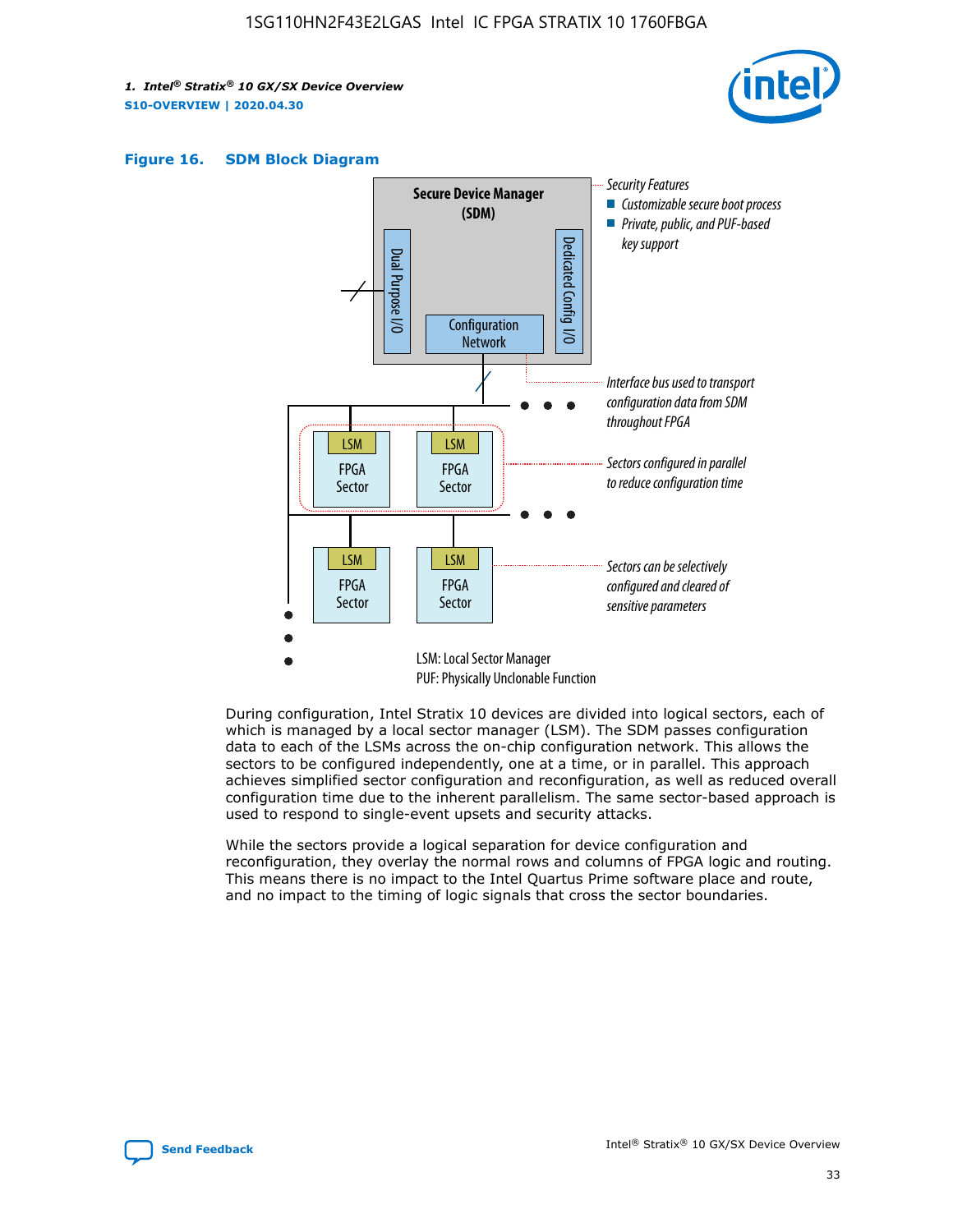**Figure 16. SDM Block Diagram**

Secure Device Manager (SDM)

Dual Purpose I/O

Dedicated Config I/O

Configuration Network

Security Features
- Customizable secure boot process
- Private, public, and PUF-based key support

Interface bus used to transport configuration data from SDM throughout FPGA

Sectors configured in parallel to reduce configuration time

Sectors can be selectively configured and cleared of sensitive parameters

LSM: Local Sector Manager
PUF: Physically Unclonable Function

During configuration, Intel Stratix 10 devices are divided into logical sectors, each of which is managed by a local sector manager (LSM). The SDM passes configuration data to each of the LSMs across the on-chip configuration network. This allows the sectors to be configured independently, one at a time, or in parallel. This approach achieves simplified sector configuration and reconfiguration, as well as reduced overall configuration time due to the inherent parallelism. The same sector-based approach is used to respond to single-event upsets and security attacks.

While the sectors provide a logical separation for device configuration and reconfiguration, they overlay the normal rows and columns of FPGA logic and routing. This means there is no impact to the Intel Quartus Prime software place and route, and no impact to the timing of logic signals that cross the sector boundaries.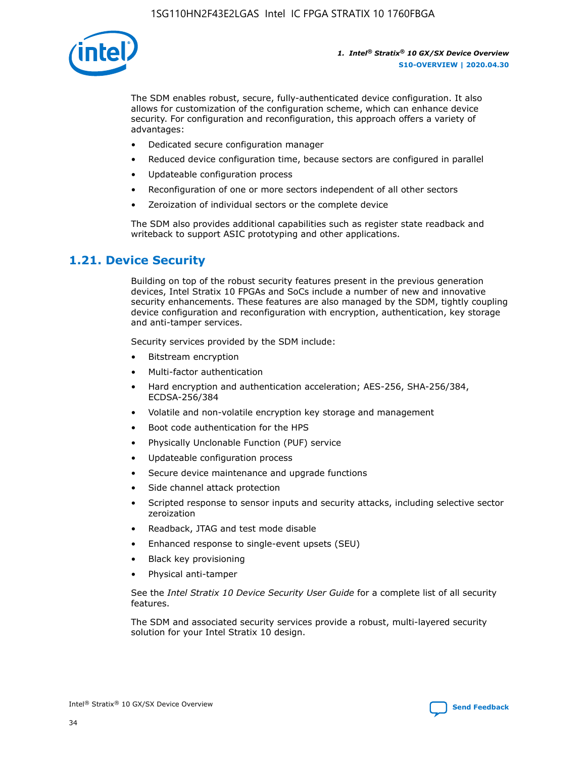The SDM enables robust, secure, fully-authenticated device configuration. It also allows for customization of the configuration scheme, which can enhance device security. For configuration and reconfiguration, this approach offers a variety of advantages:

- Dedicated secure configuration manager
- Reduced device configuration time, because sectors are configured in parallel
- Updateable configuration process
- Reconfiguration of one or more sectors independent of all other sectors
- Zeroization of individual sectors or the complete device

The SDM also provides additional capabilities such as register state readback and writeback to support ASIC prototyping and other applications.

## 1.21. Device Security

Building on top of the robust security features present in the previous generation devices, Intel Stratix 10 FPGAs and SoCs include a number of new and innovative security enhancements. These features are also managed by the SDM, tightly coupling device configuration and reconfiguration with encryption, authentication, key storage and anti-tamper services.

Security services provided by the SDM include:

- Bitstream encryption
- Multi-factor authentication
- Hard encryption and authentication acceleration; AES-256, SHA-256/384, ECDSA-256/384
- Volatile and non-volatile encryption key storage and management
- Boot code authentication for the HPS
- Physically Unclonable Function (PUF) service
- Updateable configuration process
- Secure device maintenance and upgrade functions
- Side channel attack protection
- Scripted response to sensor inputs and security attacks, including selective sector zeroization
- Readback, JTAG and test mode disable
- Enhanced response to single-event upsets (SEU)
- Black key provisioning
- Physical anti-tamper

See the *Intel Stratix 10 Device Security User Guide* for a complete list of all security features.

The SDM and associated security services provide a robust, multi-layered security solution for your Intel Stratix 10 design.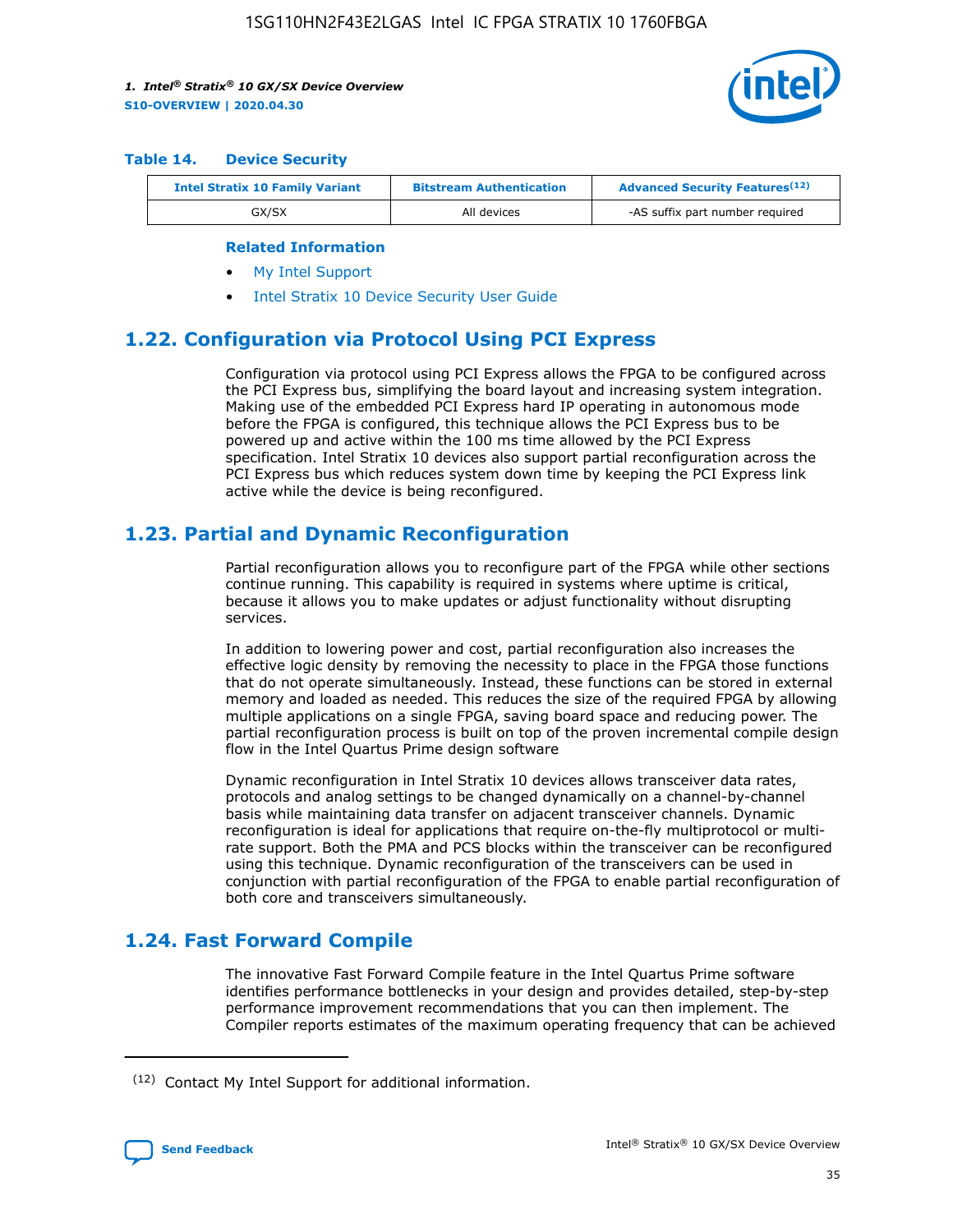**Table 14. Device Security**

| Intel Stratix 10 Family Variant | Bitstream Authentication | Advanced Security Features[12] |
| --- | --- | --- |
| GX/SX | All devices | -AS suffix part number required |

**Related Information**

- My Intel Support
- Intel Stratix 10 Device Security User Guide

## 1.22. Configuration via Protocol Using PCI Express

Configuration via protocol using PCI Express allows the FPGA to be configured across the PCI Express bus, simplifying the board layout and increasing system integration. Making use of the embedded PCI Express hard IP operating in autonomous mode before the FPGA is configured, this technique allows the PCI Express bus to be powered up and active within the 100 ms time allowed by the PCI Express specification. Intel Stratix 10 devices also support partial reconfiguration across the PCI Express bus which reduces system down time by keeping the PCI Express link active while the device is being reconfigured.

## 1.23. Partial and Dynamic Reconfiguration

Partial reconfiguration allows you to reconfigure part of the FPGA while other sections continue running. This capability is required in systems where uptime is critical, because it allows you to make updates or adjust functionality without disrupting services.

In addition to lowering power and cost, partial reconfiguration also increases the effective logic density by removing the necessity to place in the FPGA those functions that do not operate simultaneously. Instead, these functions can be stored in external memory and loaded as needed. This reduces the size of the required FPGA by allowing multiple applications on a single FPGA, saving board space and reducing power. The partial reconfiguration process is built on top of the proven incremental compile design flow in the Intel Quartus Prime design software

Dynamic reconfiguration in Intel Stratix 10 devices allows transceiver data rates, protocols and analog settings to be changed dynamically on a channel-by-channel basis while maintaining data transfer on adjacent transceiver channels. Dynamic reconfiguration is ideal for applications that require on-the-fly multiprotocol or multi-rate support. Both the PMA and PCS blocks within the transceiver can be reconfigured using this technique. Dynamic reconfiguration of the transceivers can be used in conjunction with partial reconfiguration of the FPGA to enable partial reconfiguration of both core and transceivers simultaneously.

## 1.24. Fast Forward Compile

The innovative Fast Forward Compile feature in the Intel Quartus Prime software identifies performance bottlenecks in your design and provides detailed, step-by-step performance improvement recommendations that you can then implement. The Compiler reports estimates of the maximum operating frequency that can be achieved

[12] Contact My Intel Support for additional information.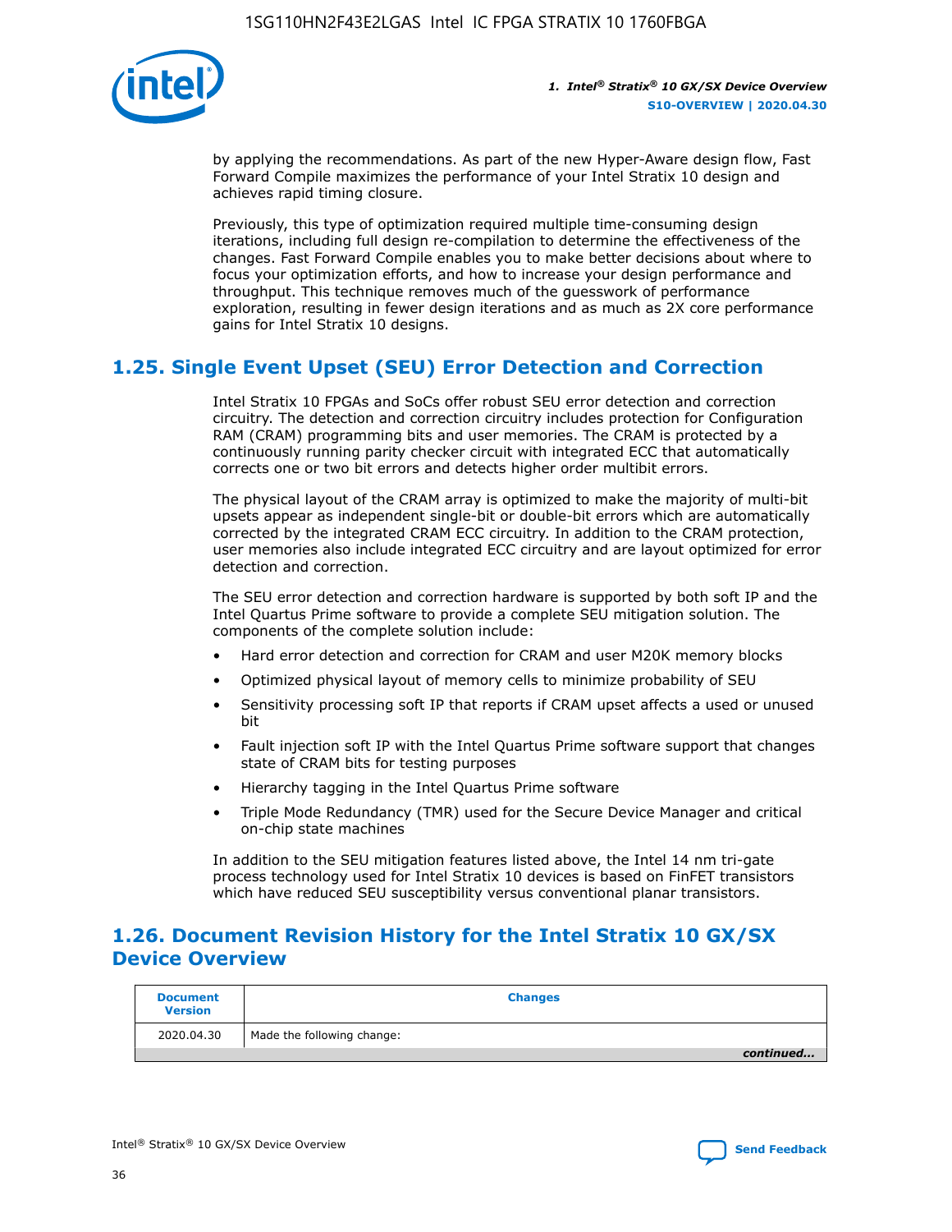by applying the recommendations. As part of the new Hyper-Aware design flow, Fast Forward Compile maximizes the performance of your Intel Stratix 10 design and achieves rapid timing closure.

Previously, this type of optimization required multiple time-consuming design iterations, including full design re-compilation to determine the effectiveness of the changes. Fast Forward Compile enables you to make better decisions about where to focus your optimization efforts, and how to increase your design performance and throughput. This technique removes much of the guesswork of performance exploration, resulting in fewer design iterations and as much as 2X core performance gains for Intel Stratix 10 designs.

## 1.25. Single Event Upset (SEU) Error Detection and Correction

Intel Stratix 10 FPGAs and SoCs offer robust SEU error detection and correction circuitry. The detection and correction circuitry includes protection for Configuration RAM (CRAM) programming bits and user memories. The CRAM is protected by a continuously running parity checker circuit with integrated ECC that automatically corrects one or two bit errors and detects higher order multibit errors.

The physical layout of the CRAM array is optimized to make the majority of multi-bit upsets appear as independent single-bit or double-bit errors which are automatically corrected by the integrated CRAM ECC circuitry. In addition to the CRAM protection, user memories also include integrated ECC circuitry and are layout optimized for error detection and correction.

The SEU error detection and correction hardware is supported by both soft IP and the Intel Quartus Prime software to provide a complete SEU mitigation solution. The components of the complete solution include:

- Hard error detection and correction for CRAM and user M20K memory blocks
- Optimized physical layout of memory cells to minimize probability of SEU
- Sensitivity processing soft IP that reports if CRAM upset affects a used or unused bit
- Fault injection soft IP with the Intel Quartus Prime software support that changes state of CRAM bits for testing purposes
- Hierarchy tagging in the Intel Quartus Prime software
- Triple Mode Redundancy (TMR) used for the Secure Device Manager and critical on-chip state machines

In addition to the SEU mitigation features listed above, the Intel 14 nm tri-gate process technology used for Intel Stratix 10 devices is based on FinFET transistors which have reduced SEU susceptibility versus conventional planar transistors.

## 1.26. Document Revision History for the Intel Stratix 10 GX/SX Device Overview

| Document Version | Changes |
| --- | --- |
| 2020.04.30 | Made the following change: |

*continued...*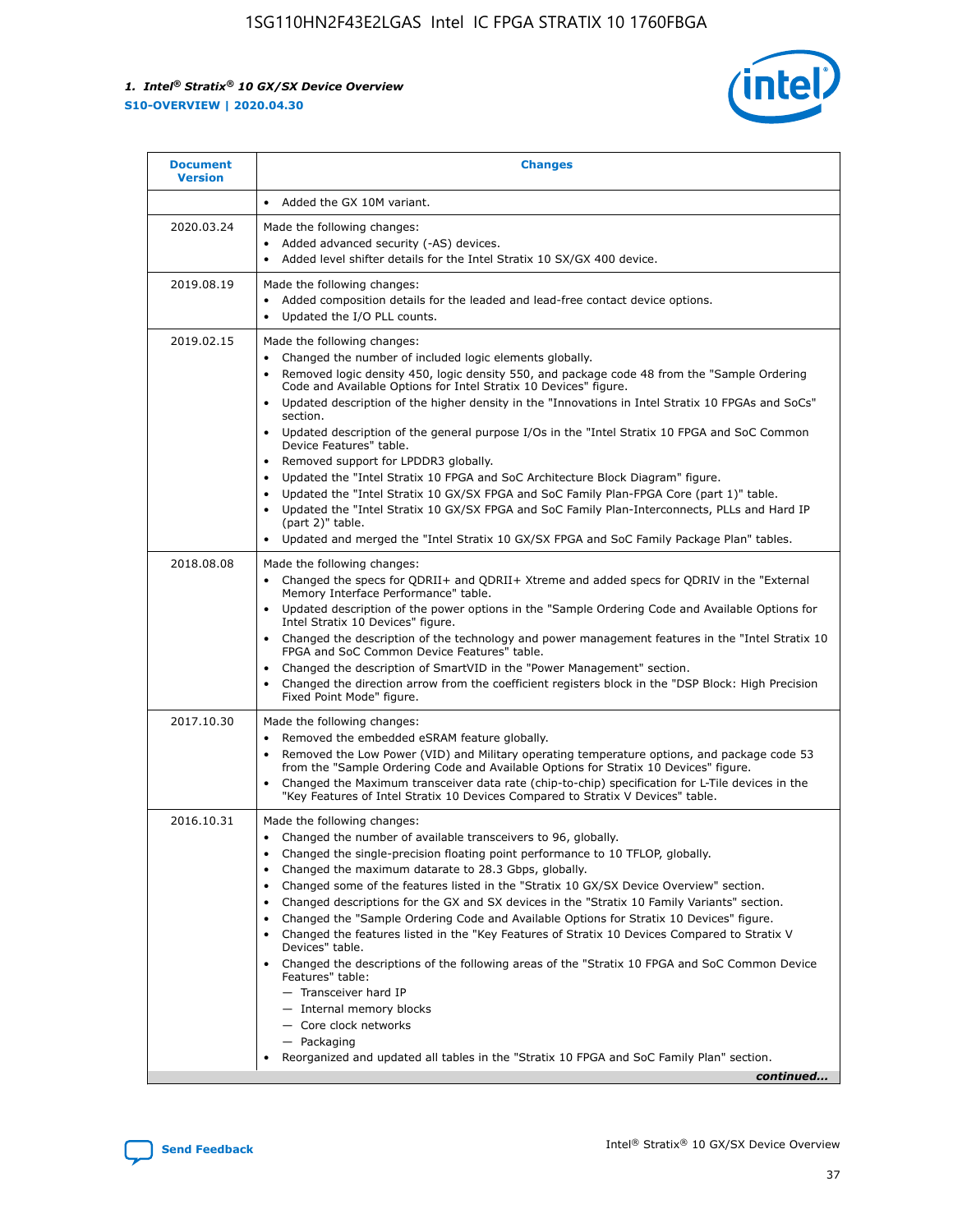| Document Version | Changes |
| --- | --- |
|  | • Added the GX 10M variant. |
| 2020.03.24 | Made the following changes:<br>• Added advanced security (-AS) devices.<br>• Added level shifter details for the Intel Stratix 10 SX/GX 400 device. |
| 2019.08.19 | Made the following changes:<br>• Added composition details for the leaded and lead-free contact device options.<br>• Updated the I/O PLL counts. |
| 2019.02.15 | Made the following changes:<br>• Changed the number of included logic elements globally.<br>• Removed logic density 450, logic density 550, and package code 48 from the "Sample Ordering Code and Available Options for Intel Stratix 10 Devices" figure.<br>• Updated description of the higher density in the "Innovations in Intel Stratix 10 FPGAs and SoCs" section.<br>• Updated description of the general purpose I/Os in the "Intel Stratix 10 FPGA and SoC Common Device Features" table.<br>• Removed support for LPDDR3 globally.<br>• Updated the "Intel Stratix 10 FPGA and SoC Architecture Block Diagram" figure.<br>• Updated the "Intel Stratix 10 GX/SX FPGA and SoC Family Plan-FPGA Core (part 1)" table.<br>• Updated the "Intel Stratix 10 GX/SX FPGA and SoC Family Plan-Interconnects, PLLs and Hard IP (part 2)" table.<br>• Updated and merged the "Intel Stratix 10 GX/SX FPGA and SoC Family Package Plan" tables. |
| 2018.08.08 | Made the following changes:<br>• Changed the specs for QDRII+ and QDRII+ Xtreme and added specs for QDRIV in the "External Memory Interface Performance" table.<br>• Updated description of the power options in the "Sample Ordering Code and Available Options for Intel Stratix 10 Devices" figure.<br>• Changed the description of the technology and power management features in the "Intel Stratix 10 FPGA and SoC Common Device Features" table.<br>• Changed the description of SmartVID in the "Power Management" section.<br>• Changed the direction arrow from the coefficient registers block in the "DSP Block: High Precision Fixed Point Mode" figure. |
| 2017.10.30 | Made the following changes:<br>• Removed the embedded eSRAM feature globally.<br>• Removed the Low Power (VID) and Military operating temperature options, and package code 53 from the "Sample Ordering Code and Available Options for Stratix 10 Devices" figure.<br>• Changed the Maximum transceiver data rate (chip-to-chip) specification for L-Tile devices in the "Key Features of Intel Stratix 10 Devices Compared to Stratix V Devices" table. |
| 2016.10.31 | Made the following changes:<br>• Changed the number of available transceivers to 96, globally.<br>• Changed the single-precision floating point performance to 10 TFLOP, globally.<br>• Changed the maximum datarate to 28.3 Gbps, globally.<br>• Changed some of the features listed in the "Stratix 10 GX/SX Device Overview" section.<br>• Changed descriptions for the GX and SX devices in the "Stratix 10 Family Variants" section.<br>• Changed the "Sample Ordering Code and Available Options for Stratix 10 Devices" figure.<br>• Changed the features listed in the "Key Features of Stratix 10 Devices Compared to Stratix V Devices" table.<br>• Changed the descriptions of the following areas of the "Stratix 10 FPGA and SoC Common Device Features" table:<br>— Transceiver hard IP<br>— Internal memory blocks<br>— Core clock networks<br>— Packaging<br>• Reorganized and updated all tables in the "Stratix 10 FPGA and SoC Family Plan" section. |

*continued...*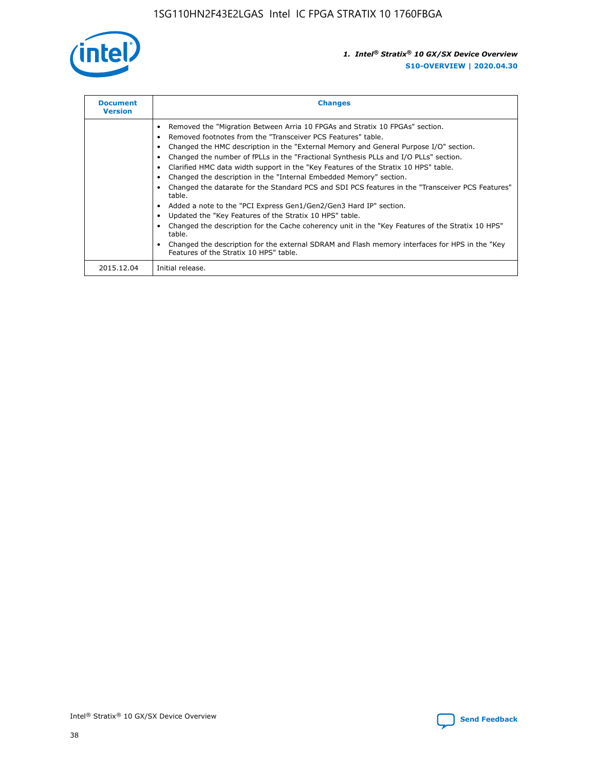| Document Version | Changes |
| --- | --- |
| | • Removed the "Migration Between Arria 10 FPGAs and Stratix 10 FPGAs" section.<br>• Removed footnotes from the "Transceiver PCS Features" table.<br>• Changed the HMC description in the "External Memory and General Purpose I/O" section.<br>• Changed the number of fPLLs in the "Fractional Synthesis PLLs and I/O PLLs" section.<br>• Clarified HMC data width support in the "Key Features of the Stratix 10 HPS" table.<br>• Changed the description in the "Internal Embedded Memory" section.<br>• Changed the datarate for the Standard PCS and SDI PCS features in the "Transceiver PCS Features" table.<br>• Added a note to the "PCI Express Gen1/Gen2/Gen3 Hard IP" section.<br>• Updated the "Key Features of the Stratix 10 HPS" table.<br>• Changed the description for the Cache coherency unit in the "Key Features of the Stratix 10 HPS" table.<br>• Changed the description for the external SDRAM and Flash memory interfaces for HPS in the "Key Features of the Stratix 10 HPS" table. |
| 2015.12.04 | Initial release. |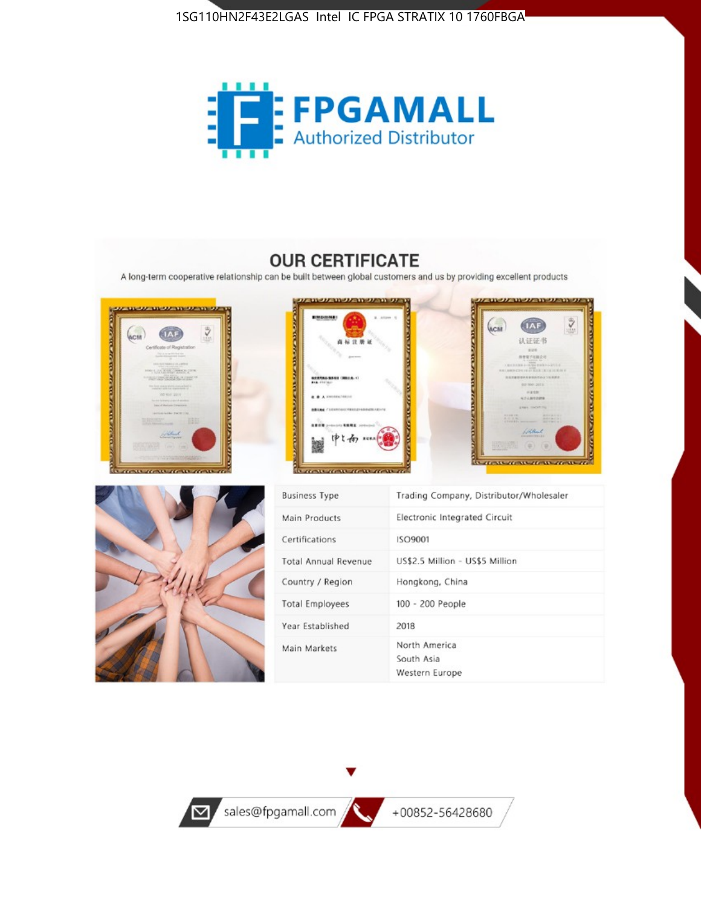FPGAMALL
Authorized Distributor

## OUR CERTIFICATE

A long-term cooperative relationship can be built between global customers and us by providing excellent products

| | |
|---|---|
| Business Type | Trading Company, Distributor/Wholesaler |
| Main Products | Electronic Integrated Circuit |
| Certifications | ISO9001 |
| Total Annual Revenue | US$2.5 Million - US$5 Million |
| Country / Region | Hongkong, China |
| Total Employees | 100 - 200 People |
| Year Established | 2018 |
| Main Markets | North America<br>South Asia<br>Western Europe |

sales@fpgamall.com +00852-56428680